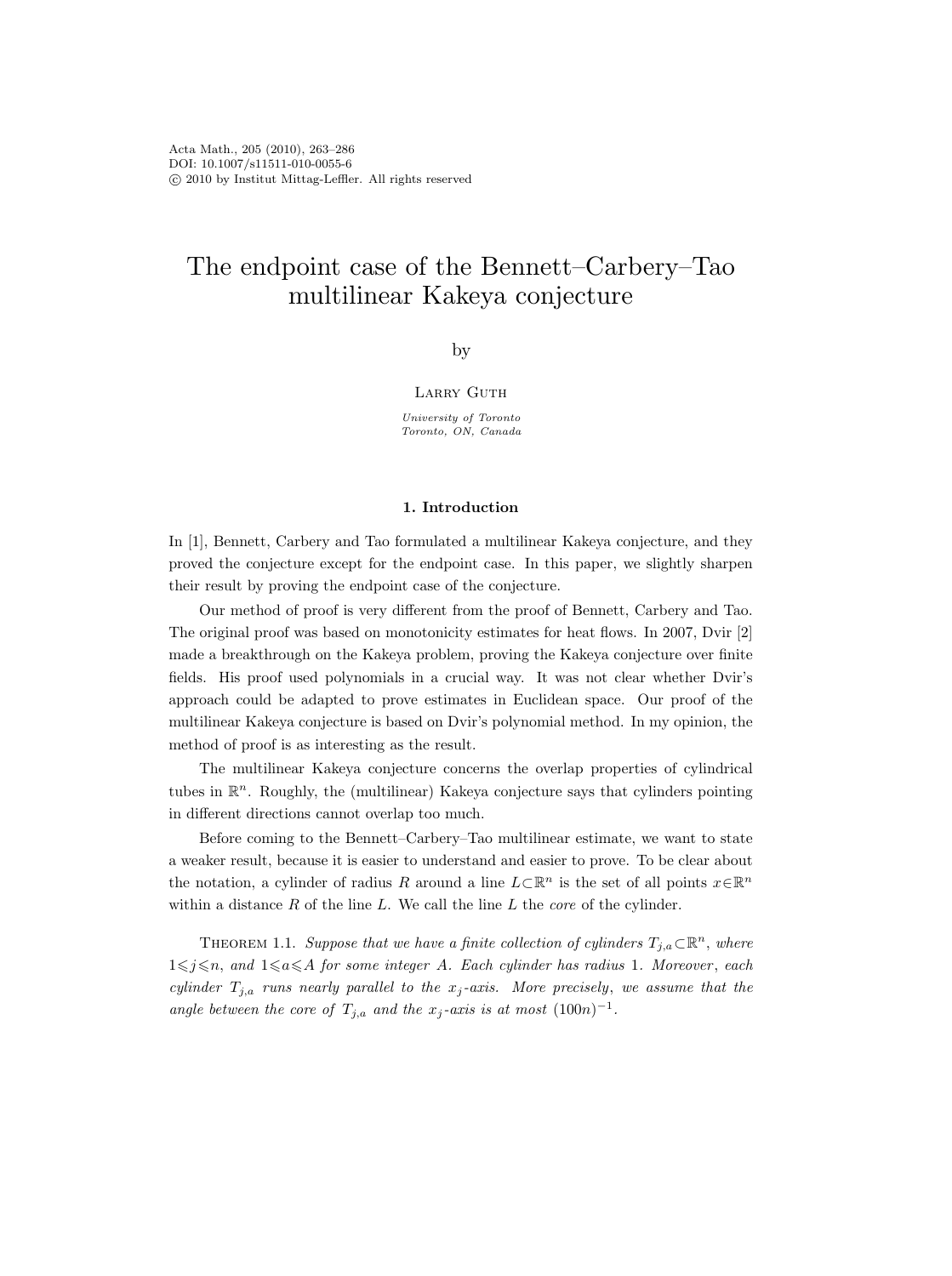# The endpoint case of the Bennett–Carbery–Tao multilinear Kakeya conjecture

by

Larry Guth

*University of Toronto*
*Toronto, ON, Canada*

## 1. Introduction

In [1], Bennett, Carbery and Tao formulated a multilinear Kakeya conjecture, and they proved the conjecture except for the endpoint case. In this paper, we slightly sharpen their result by proving the endpoint case of the conjecture.

Our method of proof is very different from the proof of Bennett, Carbery and Tao. The original proof was based on monotonicity estimates for heat flows. In 2007, Dvir [2] made a breakthrough on the Kakeya problem, proving the Kakeya conjecture over finite fields. His proof used polynomials in a crucial way. It was not clear whether Dvir's approach could be adapted to prove estimates in Euclidean space. Our proof of the multilinear Kakeya conjecture is based on Dvir's polynomial method. In my opinion, the method of proof is as interesting as the result.

The multilinear Kakeya conjecture concerns the overlap properties of cylindrical tubes in $\mathbb{R}^n$. Roughly, the (multilinear) Kakeya conjecture says that cylinders pointing in different directions cannot overlap too much.

Before coming to the Bennett–Carbery–Tao multilinear estimate, we want to state a weaker result, because it is easier to understand and easier to prove. To be clear about the notation, a cylinder of radius $R$ around a line $L\subset\mathbb{R}^n$ is the set of all points $x\in\mathbb{R}^n$ within a distance $R$ of the line $L$. We call the line $L$ the *core* of the cylinder.

Theorem 1.1. *Suppose that we have a finite collection of cylinders $T_{j,a}\subset\mathbb{R}^n$, where $1\leqslant j\leqslant n$, and $1\leqslant a\leqslant A$ for some integer $A$. Each cylinder has radius 1. Moreover, each cylinder $T_{j,a}$ runs nearly parallel to the $x_j$-axis. More precisely, we assume that the angle between the core of $T_{j,a}$ and the $x_j$-axis is at most $(100n)^{-1}$.*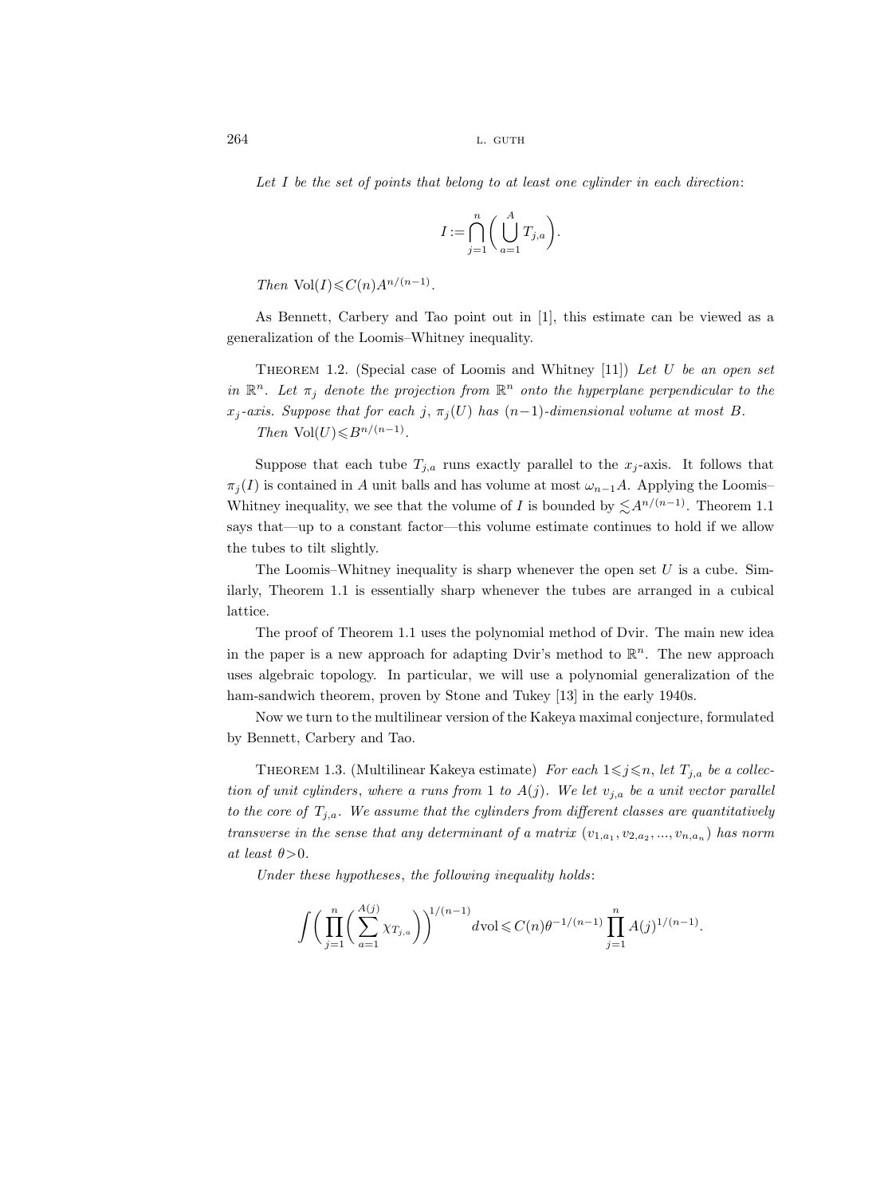*Let $I$ be the set of points that belong to at least one cylinder in each direction*:

$$I := \bigcap_{j=1}^{n} \bigg( \bigcup_{a=1}^{A} T_{j,a} \bigg).$$

*Then* $\mathrm{Vol}(I) \leqslant C(n) A^{n/(n-1)}$.

As Bennett, Carbery and Tao point out in [1], this estimate can be viewed as a generalization of the Loomis–Whitney inequality.

THEOREM 1.2. (Special case of Loomis and Whitney [11]) *Let $U$ be an open set in $\mathbb{R}^n$. Let $\pi_j$ denote the projection from $\mathbb{R}^n$ onto the hyperplane perpendicular to the $x_j$-axis. Suppose that for each $j$, $\pi_j(U)$ has $(n-1)$-dimensional volume at most $B$.*

*Then* $\mathrm{Vol}(U) \leqslant B^{n/(n-1)}$.

Suppose that each tube $T_{j,a}$ runs exactly parallel to the $x_j$-axis. It follows that $\pi_j(I)$ is contained in $A$ unit balls and has volume at most $\omega_{n-1} A$. Applying the Loomis–Whitney inequality, we see that the volume of $I$ is bounded by $\lesssim A^{n/(n-1)}$. Theorem 1.1 says that—up to a constant factor—this volume estimate continues to hold if we allow the tubes to tilt slightly.

The Loomis–Whitney inequality is sharp whenever the open set $U$ is a cube. Similarly, Theorem 1.1 is essentially sharp whenever the tubes are arranged in a cubical lattice.

The proof of Theorem 1.1 uses the polynomial method of Dvir. The main new idea in the paper is a new approach for adapting Dvir's method to $\mathbb{R}^n$. The new approach uses algebraic topology. In particular, we will use a polynomial generalization of the ham-sandwich theorem, proven by Stone and Tukey [13] in the early 1940s.

Now we turn to the multilinear version of the Kakeya maximal conjecture, formulated by Bennett, Carbery and Tao.

THEOREM 1.3. (Multilinear Kakeya estimate) *For each $1 \leqslant j \leqslant n$, let $T_{j,a}$ be a collection of unit cylinders, where $a$ runs from $1$ to $A(j)$. We let $v_{j,a}$ be a unit vector parallel to the core of $T_{j,a}$. We assume that the cylinders from different classes are quantitatively transverse in the sense that any determinant of a matrix $(v_{1,a_1}, v_{2,a_2}, \dots, v_{n,a_n})$ has norm at least $\theta > 0$.*

*Under these hypotheses, the following inequality holds*:

$$\int \bigg( \prod_{j=1}^{n} \bigg( \sum_{a=1}^{A(j)} \chi_{T_{j,a}} \bigg) \bigg)^{1/(n-1)} d\mathrm{vol} \leqslant C(n) \theta^{-1/(n-1)} \prod_{j=1}^{n} A(j)^{1/(n-1)}.$$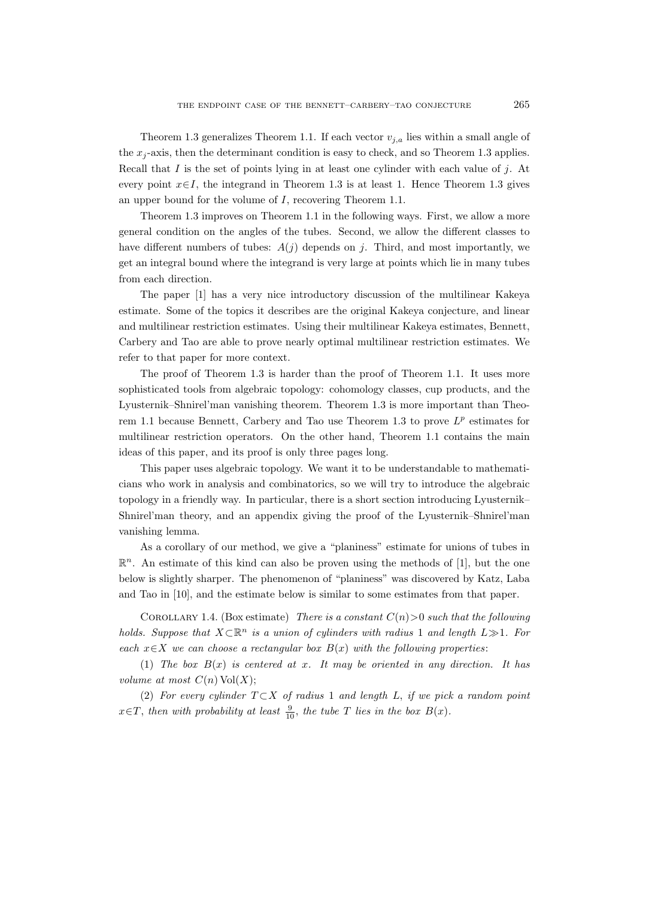Theorem 1.3 generalizes Theorem 1.1. If each vector $v_{j,a}$ lies within a small angle of the $x_j$-axis, then the determinant condition is easy to check, and so Theorem 1.3 applies. Recall that $I$ is the set of points lying in at least one cylinder with each value of $j$. At every point $x \in I$, the integrand in Theorem 1.3 is at least 1. Hence Theorem 1.3 gives an upper bound for the volume of $I$, recovering Theorem 1.1.

Theorem 1.3 improves on Theorem 1.1 in the following ways. First, we allow a more general condition on the angles of the tubes. Second, we allow the different classes to have different numbers of tubes: $A(j)$ depends on $j$. Third, and most importantly, we get an integral bound where the integrand is very large at points which lie in many tubes from each direction.

The paper [1] has a very nice introductory discussion of the multilinear Kakeya estimate. Some of the topics it describes are the original Kakeya conjecture, and linear and multilinear restriction estimates. Using their multilinear Kakeya estimates, Bennett, Carbery and Tao are able to prove nearly optimal multilinear restriction estimates. We refer to that paper for more context.

The proof of Theorem 1.3 is harder than the proof of Theorem 1.1. It uses more sophisticated tools from algebraic topology: cohomology classes, cup products, and the Lyusternik–Shnirel'man vanishing theorem. Theorem 1.3 is more important than Theorem 1.1 because Bennett, Carbery and Tao use Theorem 1.3 to prove $L^p$ estimates for multilinear restriction operators. On the other hand, Theorem 1.1 contains the main ideas of this paper, and its proof is only three pages long.

This paper uses algebraic topology. We want it to be understandable to mathematicians who work in analysis and combinatorics, so we will try to introduce the algebraic topology in a friendly way. In particular, there is a short section introducing Lyusternik–Shnirel'man theory, and an appendix giving the proof of the Lyusternik–Shnirel'man vanishing lemma.

As a corollary of our method, we give a "planiness" estimate for unions of tubes in $\mathbb{R}^n$. An estimate of this kind can also be proven using the methods of [1], but the one below is slightly sharper. The phenomenon of "planiness" was discovered by Katz, Laba and Tao in [10], and the estimate below is similar to some estimates from that paper.

Corollary 1.4. (Box estimate) *There is a constant $C(n) > 0$ such that the following holds. Suppose that $X \subset \mathbb{R}^n$ is a union of cylinders with radius* 1 *and length $L \gg 1$. For each $x \in X$ we can choose a rectangular box $B(x)$ with the following properties*:

(1) *The box $B(x)$ is centered at $x$. It may be oriented in any direction. It has volume at most $C(n)\operatorname{Vol}(X)$;*

(2) *For every cylinder $T \subset X$ of radius* 1 *and length $L$, if we pick a random point $x \in T$, then with probability at least $\frac{9}{10}$, the tube $T$ lies in the box $B(x)$.*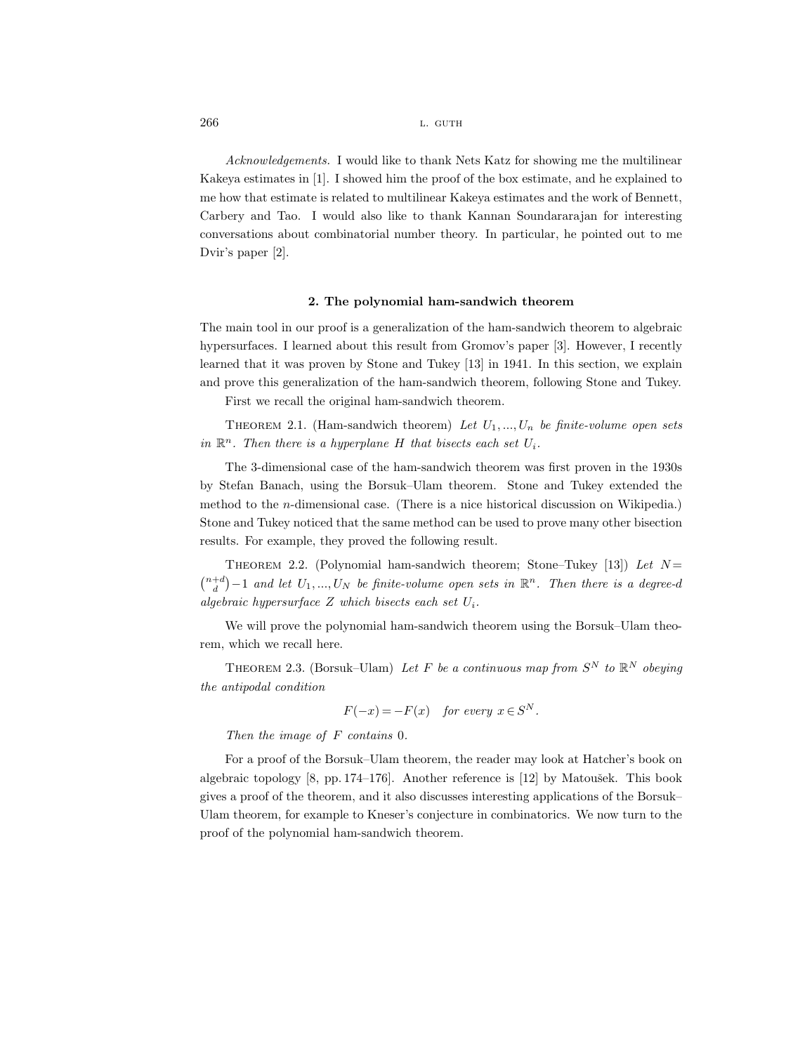*Acknowledgements.* I would like to thank Nets Katz for showing me the multilinear Kakeya estimates in [1]. I showed him the proof of the box estimate, and he explained to me how that estimate is related to multilinear Kakeya estimates and the work of Bennett, Carbery and Tao. I would also like to thank Kannan Soundararajan for interesting conversations about combinatorial number theory. In particular, he pointed out to me Dvir's paper [2].

## 2. The polynomial ham-sandwich theorem

The main tool in our proof is a generalization of the ham-sandwich theorem to algebraic hypersurfaces. I learned about this result from Gromov's paper [3]. However, I recently learned that it was proven by Stone and Tukey [13] in 1941. In this section, we explain and prove this generalization of the ham-sandwich theorem, following Stone and Tukey.

First we recall the original ham-sandwich theorem.

Theorem 2.1. (Ham-sandwich theorem) *Let $U_1, ..., U_n$ be finite-volume open sets in $\mathbb{R}^n$. Then there is a hyperplane $H$ that bisects each set $U_i$.*

The 3-dimensional case of the ham-sandwich theorem was first proven in the 1930s by Stefan Banach, using the Borsuk–Ulam theorem. Stone and Tukey extended the method to the $n$-dimensional case. (There is a nice historical discussion on Wikipedia.) Stone and Tukey noticed that the same method can be used to prove many other bisection results. For example, they proved the following result.

Theorem 2.2. (Polynomial ham-sandwich theorem; Stone–Tukey [13]) *Let $N = \binom{n+d}{d} - 1$ and let $U_1, ..., U_N$ be finite-volume open sets in $\mathbb{R}^n$. Then there is a degree-$d$ algebraic hypersurface $Z$ which bisects each set $U_i$.*

We will prove the polynomial ham-sandwich theorem using the Borsuk–Ulam theorem, which we recall here.

Theorem 2.3. (Borsuk–Ulam) *Let $F$ be a continuous map from $S^N$ to $\mathbb{R}^N$ obeying the antipodal condition*

$$F(-x) = -F(x) \quad \text{for every } x \in S^N.$$

*Then the image of $F$ contains 0.*

For a proof of the Borsuk–Ulam theorem, the reader may look at Hatcher's book on algebraic topology [8, pp. 174–176]. Another reference is [12] by Matoušek. This book gives a proof of the theorem, and it also discusses interesting applications of the Borsuk–Ulam theorem, for example to Kneser's conjecture in combinatorics. We now turn to the proof of the polynomial ham-sandwich theorem.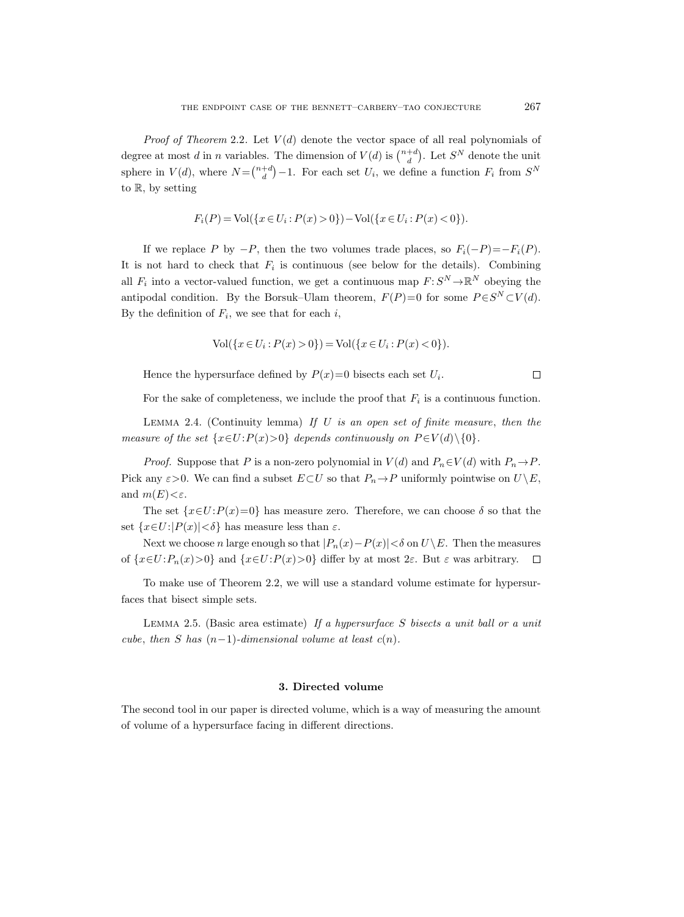*Proof of Theorem* 2.2. Let $V(d)$ denote the vector space of all real polynomials of degree at most $d$ in $n$ variables. The dimension of $V(d)$ is $\binom{n+d}{d}$. Let $S^N$ denote the unit sphere in $V(d)$, where $N=\binom{n+d}{d}-1$. For each set $U_i$, we define a function $F_i$ from $S^N$ to $\mathbb{R}$, by setting

$$F_i(P) = \mathrm{Vol}(\{x \in U_i : P(x) > 0\}) - \mathrm{Vol}(\{x \in U_i : P(x) < 0\}).$$

If we replace $P$ by $-P$, then the two volumes trade places, so $F_i(-P)=-F_i(P)$. It is not hard to check that $F_i$ is continuous (see below for the details). Combining all $F_i$ into a vector-valued function, we get a continuous map $F: S^N \to \mathbb{R}^N$ obeying the antipodal condition. By the Borsuk–Ulam theorem, $F(P)=0$ for some $P \in S^N \subset V(d)$. By the definition of $F_i$, we see that for each $i$,

$$\mathrm{Vol}(\{x \in U_i : P(x) > 0\}) = \mathrm{Vol}(\{x \in U_i : P(x) < 0\}).$$

Hence the hypersurface defined by $P(x)=0$ bisects each set $U_i$. $\square$

For the sake of completeness, we include the proof that $F_i$ is a continuous function.

Lemma 2.4. (Continuity lemma) *If $U$ is an open set of finite measure, then the measure of the set $\{x \in U : P(x) > 0\}$ depends continuously on $P \in V(d) \setminus \{0\}$.*

*Proof.* Suppose that $P$ is a non-zero polynomial in $V(d)$ and $P_n \in V(d)$ with $P_n \to P$. Pick any $\varepsilon > 0$. We can find a subset $E \subset U$ so that $P_n \to P$ uniformly pointwise on $U \setminus E$, and $m(E) < \varepsilon$.

The set $\{x \in U : P(x) = 0\}$ has measure zero. Therefore, we can choose $\delta$ so that the set $\{x \in U : |P(x)| < \delta\}$ has measure less than $\varepsilon$.

Next we choose $n$ large enough so that $|P_n(x) - P(x)| < \delta$ on $U \setminus E$. Then the measures of $\{x \in U : P_n(x) > 0\}$ and $\{x \in U : P(x) > 0\}$ differ by at most $2\varepsilon$. But $\varepsilon$ was arbitrary. $\square$

To make use of Theorem 2.2, we will use a standard volume estimate for hypersurfaces that bisect simple sets.

Lemma 2.5. (Basic area estimate) *If a hypersurface $S$ bisects a unit ball or a unit cube, then $S$ has $(n-1)$-dimensional volume at least $c(n)$.*

## 3. Directed volume

The second tool in our paper is directed volume, which is a way of measuring the amount of volume of a hypersurface facing in different directions.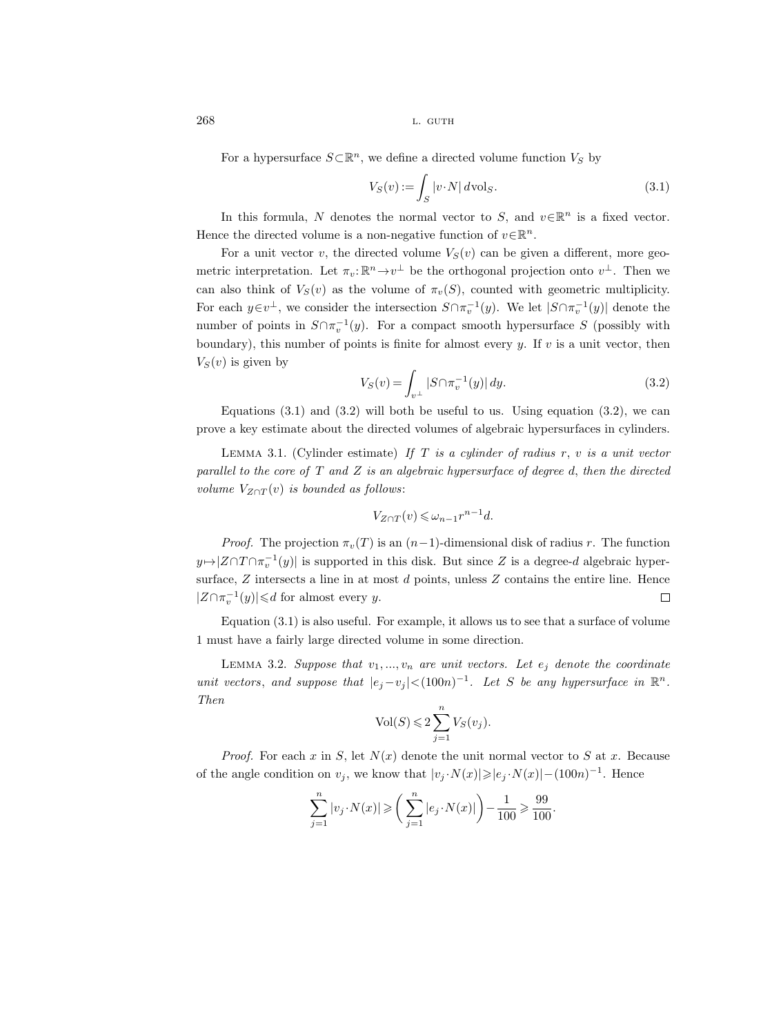For a hypersurface $S\subset\mathbb{R}^n$, we define a directed volume function $V_S$ by

$$V_S(v) := \int_S |v\cdot N|\, d\mathrm{vol}_S. \tag{3.1}$$

In this formula, $N$ denotes the normal vector to $S$, and $v\in\mathbb{R}^n$ is a fixed vector. Hence the directed volume is a non-negative function of $v\in\mathbb{R}^n$.

For a unit vector $v$, the directed volume $V_S(v)$ can be given a different, more geometric interpretation. Let $\pi_v\colon\mathbb{R}^n\to v^\perp$ be the orthogonal projection onto $v^\perp$. Then we can also think of $V_S(v)$ as the volume of $\pi_v(S)$, counted with geometric multiplicity. For each $y\in v^\perp$, we consider the intersection $S\cap\pi_v^{-1}(y)$. We let $|S\cap\pi_v^{-1}(y)|$ denote the number of points in $S\cap\pi_v^{-1}(y)$. For a compact smooth hypersurface $S$ (possibly with boundary), this number of points is finite for almost every $y$. If $v$ is a unit vector, then $V_S(v)$ is given by

$$V_S(v) = \int_{v^\perp} |S\cap\pi_v^{-1}(y)|\, dy. \tag{3.2}$$

Equations (3.1) and (3.2) will both be useful to us. Using equation (3.2), we can prove a key estimate about the directed volumes of algebraic hypersurfaces in cylinders.

Lemma 3.1. (Cylinder estimate) *If $T$ is a cylinder of radius $r$, $v$ is a unit vector parallel to the core of $T$ and $Z$ is an algebraic hypersurface of degree $d$, then the directed volume $V_{Z\cap T}(v)$ is bounded as follows*:

$$V_{Z\cap T}(v) \leqslant \omega_{n-1} r^{n-1} d.$$

*Proof.* The projection $\pi_v(T)$ is an $(n-1)$-dimensional disk of radius $r$. The function $y\mapsto |Z\cap T\cap\pi_v^{-1}(y)|$ is supported in this disk. But since $Z$ is a degree-$d$ algebraic hypersurface, $Z$ intersects a line in at most $d$ points, unless $Z$ contains the entire line. Hence $|Z\cap\pi_v^{-1}(y)|\leqslant d$ for almost every $y$. □

Equation (3.1) is also useful. For example, it allows us to see that a surface of volume 1 must have a fairly large directed volume in some direction.

Lemma 3.2. *Suppose that $v_1, ..., v_n$ are unit vectors. Let $e_j$ denote the coordinate unit vectors, and suppose that $|e_j - v_j| < (100n)^{-1}$. Let $S$ be any hypersurface in $\mathbb{R}^n$. Then*

$$\mathrm{Vol}(S) \leqslant 2\sum_{j=1}^{n} V_S(v_j).$$

*Proof.* For each $x$ in $S$, let $N(x)$ denote the unit normal vector to $S$ at $x$. Because of the angle condition on $v_j$, we know that $|v_j\cdot N(x)| \geqslant |e_j\cdot N(x)| - (100n)^{-1}$. Hence

$$\sum_{j=1}^{n} |v_j\cdot N(x)| \geqslant \biggl(\sum_{j=1}^{n} |e_j\cdot N(x)|\biggr) - \frac{1}{100} \geqslant \frac{99}{100}.$$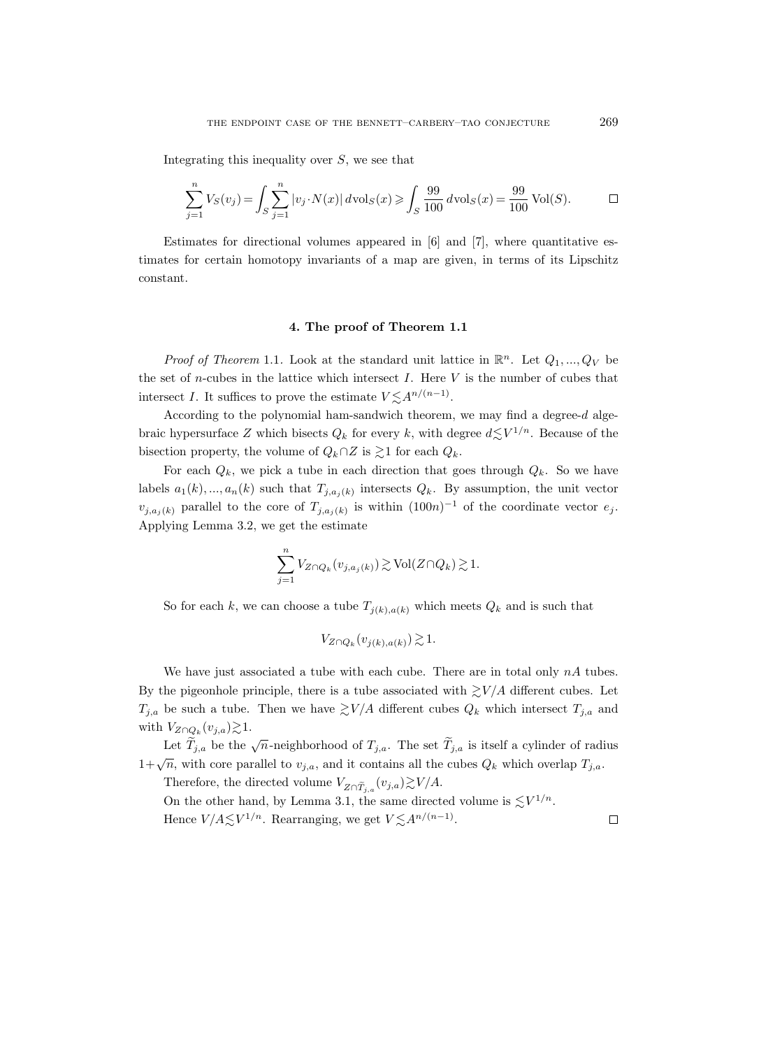Integrating this inequality over $S$, we see that

$$\sum_{j=1}^{n} V_S(v_j) = \int_S \sum_{j=1}^{n} |v_j \cdot N(x)| \, d\mathrm{vol}_S(x) \geqslant \int_S \frac{99}{100} \, d\mathrm{vol}_S(x) = \frac{99}{100} \,\mathrm{Vol}(S). \qquad \square$$

Estimates for directional volumes appeared in [6] and [7], where quantitative estimates for certain homotopy invariants of a map are given, in terms of its Lipschitz constant.

## 4. The proof of Theorem 1.1

*Proof of Theorem* 1.1. Look at the standard unit lattice in $\mathbb{R}^n$. Let $Q_1, ..., Q_V$ be the set of $n$-cubes in the lattice which intersect $I$. Here $V$ is the number of cubes that intersect $I$. It suffices to prove the estimate $V \lesssim A^{n/(n-1)}$.

According to the polynomial ham-sandwich theorem, we may find a degree-$d$ algebraic hypersurface $Z$ which bisects $Q_k$ for every $k$, with degree $d \lesssim V^{1/n}$. Because of the bisection property, the volume of $Q_k \cap Z$ is $\gtrsim 1$ for each $Q_k$.

For each $Q_k$, we pick a tube in each direction that goes through $Q_k$. So we have labels $a_1(k), ..., a_n(k)$ such that $T_{j,a_j(k)}$ intersects $Q_k$. By assumption, the unit vector $v_{j,a_j(k)}$ parallel to the core of $T_{j,a_j(k)}$ is within $(100n)^{-1}$ of the coordinate vector $e_j$. Applying Lemma 3.2, we get the estimate

$$\sum_{j=1}^{n} V_{Z \cap Q_k}(v_{j,a_j(k)}) \gtrsim \mathrm{Vol}(Z \cap Q_k) \gtrsim 1.$$

So for each $k$, we can choose a tube $T_{j(k),a(k)}$ which meets $Q_k$ and is such that

$$V_{Z \cap Q_k}(v_{j(k),a(k)}) \gtrsim 1.$$

We have just associated a tube with each cube. There are in total only $nA$ tubes. By the pigeonhole principle, there is a tube associated with $\gtrsim V/A$ different cubes. Let $T_{j,a}$ be such a tube. Then we have $\gtrsim V/A$ different cubes $Q_k$ which intersect $T_{j,a}$ and with $V_{Z \cap Q_k}(v_{j,a}) \gtrsim 1$.

Let $\widetilde{T}_{j,a}$ be the $\sqrt{n}$-neighborhood of $T_{j,a}$. The set $\widetilde{T}_{j,a}$ is itself a cylinder of radius $1+\sqrt{n}$, with core parallel to $v_{j,a}$, and it contains all the cubes $Q_k$ which overlap $T_{j,a}$.

Therefore, the directed volume $V_{Z \cap \widetilde{T}_{j,a}}(v_{j,a}) \gtrsim V/A$.

On the other hand, by Lemma 3.1, the same directed volume is $\lesssim V^{1/n}$.

Hence $V/A \lesssim V^{1/n}$. Rearranging, we get $V \lesssim A^{n/(n-1)}$. $\square$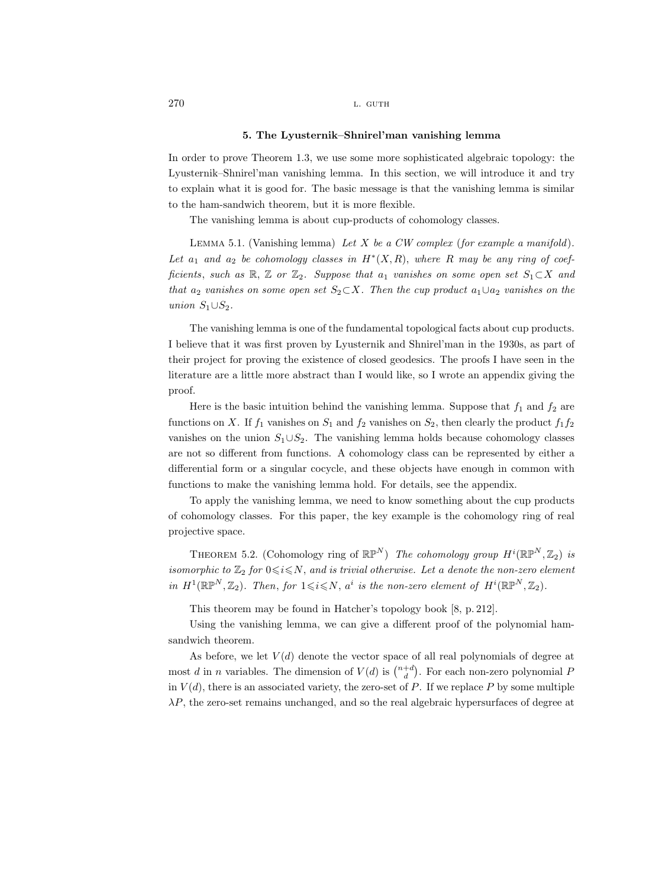## 5. The Lyusternik–Shnirel'man vanishing lemma

In order to prove Theorem 1.3, we use some more sophisticated algebraic topology: the Lyusternik–Shnirel'man vanishing lemma. In this section, we will introduce it and try to explain what it is good for. The basic message is that the vanishing lemma is similar to the ham-sandwich theorem, but it is more flexible.

The vanishing lemma is about cup-products of cohomology classes.

Lemma 5.1. (Vanishing lemma) *Let $X$ be a CW complex (for example a manifold). Let $a_1$ and $a_2$ be cohomology classes in $H^*(X, R)$, where $R$ may be any ring of coefficients, such as $\mathbb{R}$, $\mathbb{Z}$ or $\mathbb{Z}_2$. Suppose that $a_1$ vanishes on some open set $S_1 \subset X$ and that $a_2$ vanishes on some open set $S_2 \subset X$. Then the cup product $a_1 \cup a_2$ vanishes on the union $S_1 \cup S_2$.*

The vanishing lemma is one of the fundamental topological facts about cup products. I believe that it was first proven by Lyusternik and Shnirel'man in the 1930s, as part of their project for proving the existence of closed geodesics. The proofs I have seen in the literature are a little more abstract than I would like, so I wrote an appendix giving the proof.

Here is the basic intuition behind the vanishing lemma. Suppose that $f_1$ and $f_2$ are functions on $X$. If $f_1$ vanishes on $S_1$ and $f_2$ vanishes on $S_2$, then clearly the product $f_1 f_2$ vanishes on the union $S_1 \cup S_2$. The vanishing lemma holds because cohomology classes are not so different from functions. A cohomology class can be represented by either a differential form or a singular cocycle, and these objects have enough in common with functions to make the vanishing lemma hold. For details, see the appendix.

To apply the vanishing lemma, we need to know something about the cup products of cohomology classes. For this paper, the key example is the cohomology ring of real projective space.

Theorem 5.2. (Cohomology ring of $\mathbb{RP}^N$) *The cohomology group $H^i(\mathbb{RP}^N, \mathbb{Z}_2)$ is isomorphic to $\mathbb{Z}_2$ for $0 \leqslant i \leqslant N$, and is trivial otherwise. Let $a$ denote the non-zero element in $H^1(\mathbb{RP}^N, \mathbb{Z}_2)$. Then, for $1 \leqslant i \leqslant N$, $a^i$ is the non-zero element of $H^i(\mathbb{RP}^N, \mathbb{Z}_2)$.*

This theorem may be found in Hatcher's topology book [8, p. 212].

Using the vanishing lemma, we can give a different proof of the polynomial ham-sandwich theorem.

As before, we let $V(d)$ denote the vector space of all real polynomials of degree at most $d$ in $n$ variables. The dimension of $V(d)$ is $\binom{n+d}{d}$. For each non-zero polynomial $P$ in $V(d)$, there is an associated variety, the zero-set of $P$. If we replace $P$ by some multiple $\lambda P$, the zero-set remains unchanged, and so the real algebraic hypersurfaces of degree at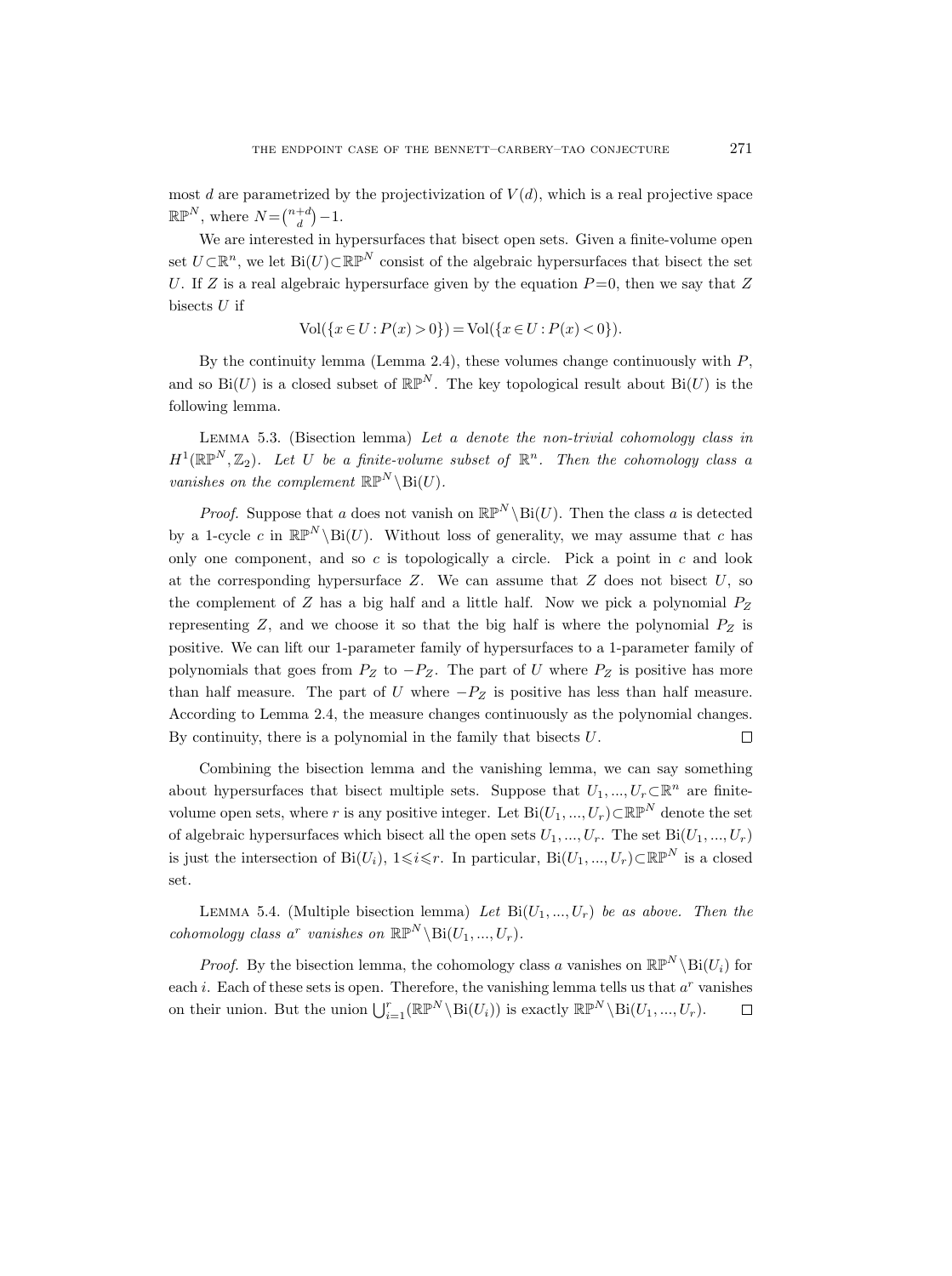most $d$ are parametrized by the projectivization of $V(d)$, which is a real projective space $\mathbb{RP}^N$, where $N = \binom{n+d}{d} - 1$.

We are interested in hypersurfaces that bisect open sets. Given a finite-volume open set $U \subset \mathbb{R}^n$, we let $\mathrm{Bi}(U) \subset \mathbb{RP}^N$ consist of the algebraic hypersurfaces that bisect the set $U$. If $Z$ is a real algebraic hypersurface given by the equation $P = 0$, then we say that $Z$ bisects $U$ if

$$\mathrm{Vol}(\{x \in U : P(x) > 0\}) = \mathrm{Vol}(\{x \in U : P(x) < 0\}).$$

By the continuity lemma (Lemma 2.4), these volumes change continuously with $P$, and so $\mathrm{Bi}(U)$ is a closed subset of $\mathbb{RP}^N$. The key topological result about $\mathrm{Bi}(U)$ is the following lemma.

Lemma 5.3. (Bisection lemma) *Let $a$ denote the non-trivial cohomology class in $H^1(\mathbb{RP}^N, \mathbb{Z}_2)$. Let $U$ be a finite-volume subset of $\mathbb{R}^n$. Then the cohomology class $a$ vanishes on the complement $\mathbb{RP}^N \setminus \mathrm{Bi}(U)$.*

*Proof.* Suppose that $a$ does not vanish on $\mathbb{RP}^N \setminus \mathrm{Bi}(U)$. Then the class $a$ is detected by a 1-cycle $c$ in $\mathbb{RP}^N \setminus \mathrm{Bi}(U)$. Without loss of generality, we may assume that $c$ has only one component, and so $c$ is topologically a circle. Pick a point in $c$ and look at the corresponding hypersurface $Z$. We can assume that $Z$ does not bisect $U$, so the complement of $Z$ has a big half and a little half. Now we pick a polynomial $P_Z$ representing $Z$, and we choose it so that the big half is where the polynomial $P_Z$ is positive. We can lift our 1-parameter family of hypersurfaces to a 1-parameter family of polynomials that goes from $P_Z$ to $-P_Z$. The part of $U$ where $P_Z$ is positive has more than half measure. The part of $U$ where $-P_Z$ is positive has less than half measure. According to Lemma 2.4, the measure changes continuously as the polynomial changes. By continuity, there is a polynomial in the family that bisects $U$. $\square$

Combining the bisection lemma and the vanishing lemma, we can say something about hypersurfaces that bisect multiple sets. Suppose that $U_1, ..., U_r \subset \mathbb{R}^n$ are finite-volume open sets, where $r$ is any positive integer. Let $\mathrm{Bi}(U_1, ..., U_r) \subset \mathbb{RP}^N$ denote the set of algebraic hypersurfaces which bisect all the open sets $U_1, ..., U_r$. The set $\mathrm{Bi}(U_1, ..., U_r)$ is just the intersection of $\mathrm{Bi}(U_i)$, $1 \leqslant i \leqslant r$. In particular, $\mathrm{Bi}(U_1, ..., U_r) \subset \mathbb{RP}^N$ is a closed set.

Lemma 5.4. (Multiple bisection lemma) *Let $\mathrm{Bi}(U_1, ..., U_r)$ be as above. Then the cohomology class $a^r$ vanishes on $\mathbb{RP}^N \setminus \mathrm{Bi}(U_1, ..., U_r)$.*

*Proof.* By the bisection lemma, the cohomology class $a$ vanishes on $\mathbb{RP}^N \setminus \mathrm{Bi}(U_i)$ for each $i$. Each of these sets is open. Therefore, the vanishing lemma tells us that $a^r$ vanishes on their union. But the union $\bigcup_{i=1}^r (\mathbb{RP}^N \setminus \mathrm{Bi}(U_i))$ is exactly $\mathbb{RP}^N \setminus \mathrm{Bi}(U_1, ..., U_r)$. $\square$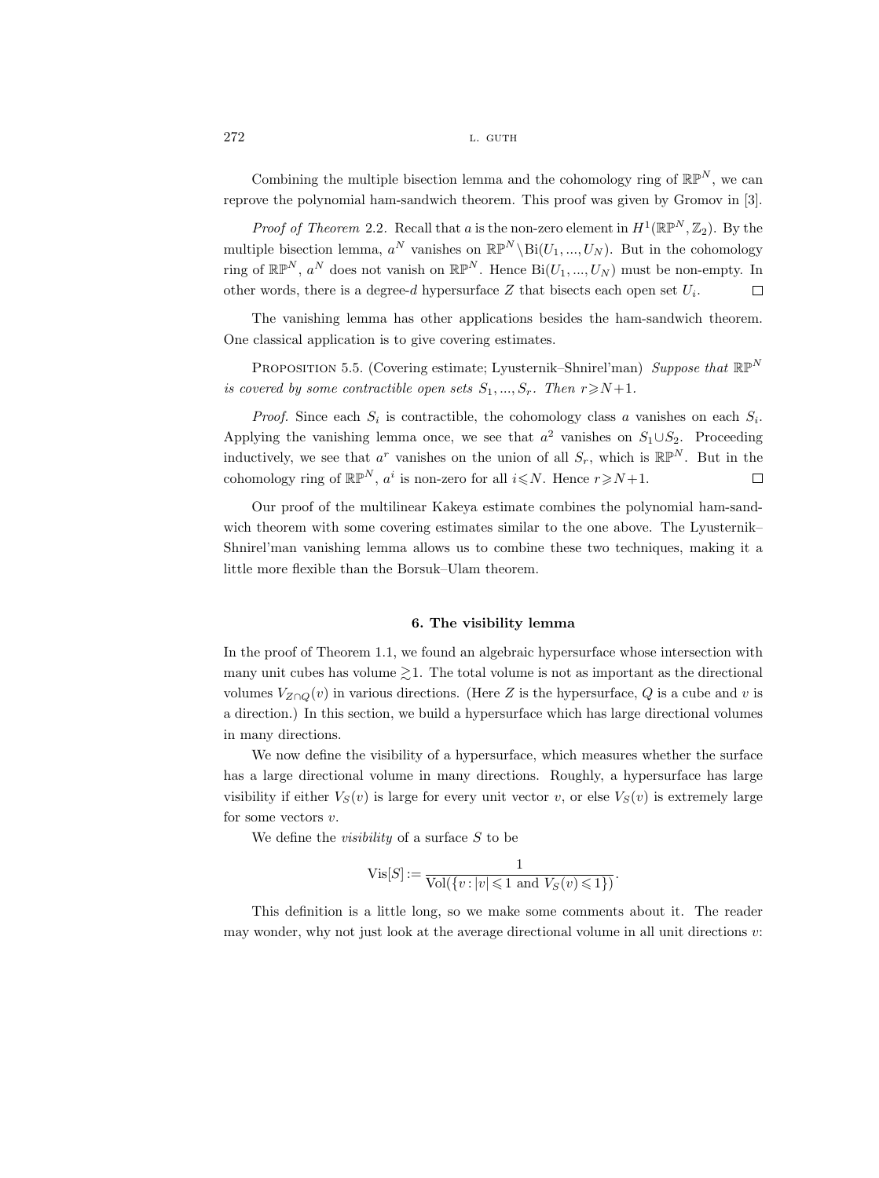Combining the multiple bisection lemma and the cohomology ring of $\mathbb{RP}^N$, we can reprove the polynomial ham-sandwich theorem. This proof was given by Gromov in [3].

*Proof of Theorem* 2.2. Recall that $a$ is the non-zero element in $H^1(\mathbb{RP}^N, \mathbb{Z}_2)$. By the multiple bisection lemma, $a^N$ vanishes on $\mathbb{RP}^N \setminus \mathrm{Bi}(U_1, ..., U_N)$. But in the cohomology ring of $\mathbb{RP}^N$, $a^N$ does not vanish on $\mathbb{RP}^N$. Hence $\mathrm{Bi}(U_1, ..., U_N)$ must be non-empty. In other words, there is a degree-$d$ hypersurface $Z$ that bisects each open set $U_i$. $\square$

The vanishing lemma has other applications besides the ham-sandwich theorem. One classical application is to give covering estimates.

Proposition 5.5. (Covering estimate; Lyusternik–Shnirel'man) *Suppose that $\mathbb{RP}^N$ is covered by some contractible open sets $S_1, ..., S_r$. Then $r \geqslant N+1$.*

*Proof.* Since each $S_i$ is contractible, the cohomology class $a$ vanishes on each $S_i$. Applying the vanishing lemma once, we see that $a^2$ vanishes on $S_1 \cup S_2$. Proceeding inductively, we see that $a^r$ vanishes on the union of all $S_r$, which is $\mathbb{RP}^N$. But in the cohomology ring of $\mathbb{RP}^N$, $a^i$ is non-zero for all $i \leqslant N$. Hence $r \geqslant N+1$. $\square$

Our proof of the multilinear Kakeya estimate combines the polynomial ham-sandwich theorem with some covering estimates similar to the one above. The Lyusternik–Shnirel'man vanishing lemma allows us to combine these two techniques, making it a little more flexible than the Borsuk–Ulam theorem.

## 6. The visibility lemma

In the proof of Theorem 1.1, we found an algebraic hypersurface whose intersection with many unit cubes has volume $\gtrsim 1$. The total volume is not as important as the directional volumes $V_{Z\cap Q}(v)$ in various directions. (Here $Z$ is the hypersurface, $Q$ is a cube and $v$ is a direction.) In this section, we build a hypersurface which has large directional volumes in many directions.

We now define the visibility of a hypersurface, which measures whether the surface has a large directional volume in many directions. Roughly, a hypersurface has large visibility if either $V_S(v)$ is large for every unit vector $v$, or else $V_S(v)$ is extremely large for some vectors $v$.

We define the *visibility* of a surface $S$ to be

$$\mathrm{Vis}[S] := \frac{1}{\mathrm{Vol}(\{v : |v| \leqslant 1 \text{ and } V_S(v) \leqslant 1\})}.$$

This definition is a little long, so we make some comments about it. The reader may wonder, why not just look at the average directional volume in all unit directions $v$: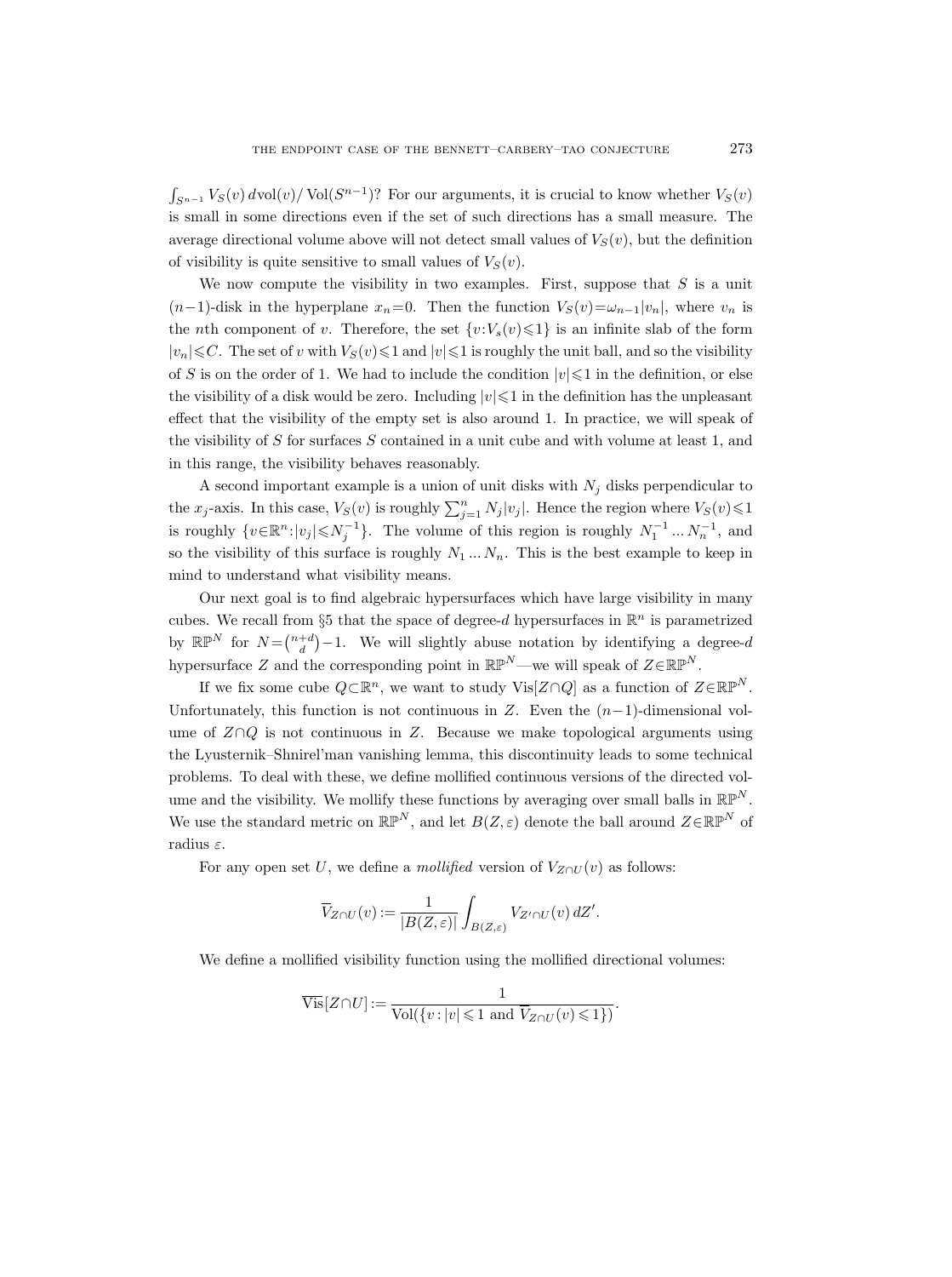$\int_{S^{n-1}} V_S(v)\, d\mathrm{vol}(v)/\operatorname{Vol}(S^{n-1})$? For our arguments, it is crucial to know whether $V_S(v)$ is small in some directions even if the set of such directions has a small measure. The average directional volume above will not detect small values of $V_S(v)$, but the definition of visibility is quite sensitive to small values of $V_S(v)$.

We now compute the visibility in two examples. First, suppose that $S$ is a unit $(n-1)$-disk in the hyperplane $x_n=0$. Then the function $V_S(v)=\omega_{n-1}|v_n|$, where $v_n$ is the $n$th component of $v$. Therefore, the set $\{v:V_s(v)\leqslant 1\}$ is an infinite slab of the form $|v_n|\leqslant C$. The set of $v$ with $V_S(v)\leqslant 1$ and $|v|\leqslant 1$ is roughly the unit ball, and so the visibility of $S$ is on the order of 1. We had to include the condition $|v|\leqslant 1$ in the definition, or else the visibility of a disk would be zero. Including $|v|\leqslant 1$ in the definition has the unpleasant effect that the visibility of the empty set is also around 1. In practice, we will speak of the visibility of $S$ for surfaces $S$ contained in a unit cube and with volume at least 1, and in this range, the visibility behaves reasonably.

A second important example is a union of unit disks with $N_j$ disks perpendicular to the $x_j$-axis. In this case, $V_S(v)$ is roughly $\sum_{j=1}^n N_j|v_j|$. Hence the region where $V_S(v)\leqslant 1$ is roughly $\{v\in\mathbb{R}^n:|v_j|\leqslant N_j^{-1}\}$. The volume of this region is roughly $N_1^{-1}\dots N_n^{-1}$, and so the visibility of this surface is roughly $N_1\dots N_n$. This is the best example to keep in mind to understand what visibility means.

Our next goal is to find algebraic hypersurfaces which have large visibility in many cubes. We recall from §5 that the space of degree-$d$ hypersurfaces in $\mathbb{R}^n$ is parametrized by $\mathbb{RP}^N$ for $N=\binom{n+d}{d}-1$. We will slightly abuse notation by identifying a degree-$d$ hypersurface $Z$ and the corresponding point in $\mathbb{RP}^N$—we will speak of $Z\in\mathbb{RP}^N$.

If we fix some cube $Q\subset\mathbb{R}^n$, we want to study $\operatorname{Vis}[Z\cap Q]$ as a function of $Z\in\mathbb{RP}^N$. Unfortunately, this function is not continuous in $Z$. Even the $(n-1)$-dimensional volume of $Z\cap Q$ is not continuous in $Z$. Because we make topological arguments using the Lyusternik–Shnirel'man vanishing lemma, this discontinuity leads to some technical problems. To deal with these, we define mollified continuous versions of the directed volume and the visibility. We mollify these functions by averaging over small balls in $\mathbb{RP}^N$. We use the standard metric on $\mathbb{RP}^N$, and let $B(Z,\varepsilon)$ denote the ball around $Z\in\mathbb{RP}^N$ of radius $\varepsilon$.

For any open set $U$, we define a *mollified* version of $V_{Z\cap U}(v)$ as follows:

$$\overline{V}_{Z\cap U}(v) := \frac{1}{|B(Z,\varepsilon)|}\int_{B(Z,\varepsilon)} V_{Z'\cap U}(v)\, dZ'.$$

We define a mollified visibility function using the mollified directional volumes:

$$\overline{\operatorname{Vis}}[Z\cap U] := \frac{1}{\operatorname{Vol}(\{v:|v|\leqslant 1 \text{ and } \overline{V}_{Z\cap U}(v)\leqslant 1\})}.$$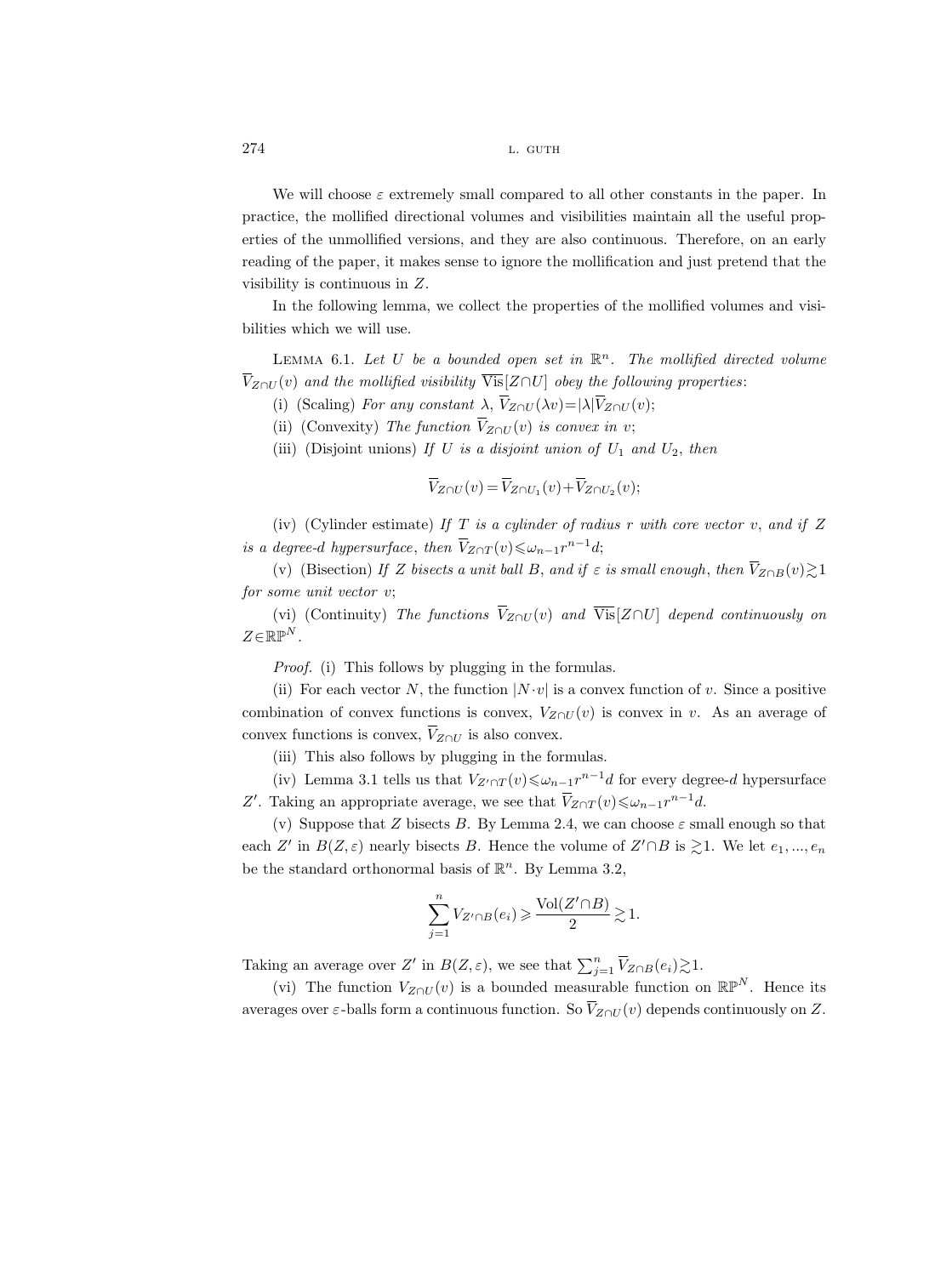We will choose $\varepsilon$ extremely small compared to all other constants in the paper. In practice, the mollified directional volumes and visibilities maintain all the useful properties of the unmollified versions, and they are also continuous. Therefore, on an early reading of the paper, it makes sense to ignore the mollification and just pretend that the visibility is continuous in $Z$.

In the following lemma, we collect the properties of the mollified volumes and visibilities which we will use.

Lemma 6.1. *Let $U$ be a bounded open set in $\mathbb{R}^n$. The mollified directed volume $\overline{V}_{Z\cap U}(v)$ and the mollified visibility $\overline{\text{Vis}}[Z\cap U]$ obey the following properties*:

(i) (Scaling) *For any constant $\lambda$, $\overline{V}_{Z\cap U}(\lambda v)=|\lambda|\overline{V}_{Z\cap U}(v)$;*

(ii) (Convexity) *The function $\overline{V}_{Z\cap U}(v)$ is convex in $v$;*

(iii) (Disjoint unions) *If $U$ is a disjoint union of $U_1$ and $U_2$, then*

$$\overline{V}_{Z\cap U}(v)=\overline{V}_{Z\cap U_1}(v)+\overline{V}_{Z\cap U_2}(v);$$

(iv) (Cylinder estimate) *If $T$ is a cylinder of radius $r$ with core vector $v$, and if $Z$ is a degree-$d$ hypersurface, then $\overline{V}_{Z\cap T}(v)\leqslant\omega_{n-1}r^{n-1}d$;*

(v) (Bisection) *If $Z$ bisects a unit ball $B$, and if $\varepsilon$ is small enough, then $\overline{V}_{Z\cap B}(v)\gtrsim 1$ for some unit vector $v$;*

(vi) (Continuity) *The functions $\overline{V}_{Z\cap U}(v)$ and $\overline{\text{Vis}}[Z\cap U]$ depend continuously on $Z\in\mathbb{RP}^N$.*

*Proof.* (i) This follows by plugging in the formulas.

(ii) For each vector $N$, the function $|N\cdot v|$ is a convex function of $v$. Since a positive combination of convex functions is convex, $V_{Z\cap U}(v)$ is convex in $v$. As an average of convex functions is convex, $\overline{V}_{Z\cap U}$ is also convex.

(iii) This also follows by plugging in the formulas.

(iv) Lemma 3.1 tells us that $V_{Z'\cap T}(v)\leqslant\omega_{n-1}r^{n-1}d$ for every degree-$d$ hypersurface $Z'$. Taking an appropriate average, we see that $\overline{V}_{Z\cap T}(v)\leqslant\omega_{n-1}r^{n-1}d$.

(v) Suppose that $Z$ bisects $B$. By Lemma 2.4, we can choose $\varepsilon$ small enough so that each $Z'$ in $B(Z,\varepsilon)$ nearly bisects $B$. Hence the volume of $Z'\cap B$ is $\gtrsim 1$. We let $e_1, ..., e_n$ be the standard orthonormal basis of $\mathbb{R}^n$. By Lemma 3.2,

$$\sum_{j=1}^{n} V_{Z'\cap B}(e_i)\geqslant\frac{\text{Vol}(Z'\cap B)}{2}\gtrsim 1.$$

Taking an average over $Z'$ in $B(Z,\varepsilon)$, we see that $\sum_{j=1}^{n}\overline{V}_{Z\cap B}(e_i)\gtrsim 1$.

(vi) The function $V_{Z\cap U}(v)$ is a bounded measurable function on $\mathbb{RP}^N$. Hence its averages over $\varepsilon$-balls form a continuous function. So $\overline{V}_{Z\cap U}(v)$ depends continuously on $Z$.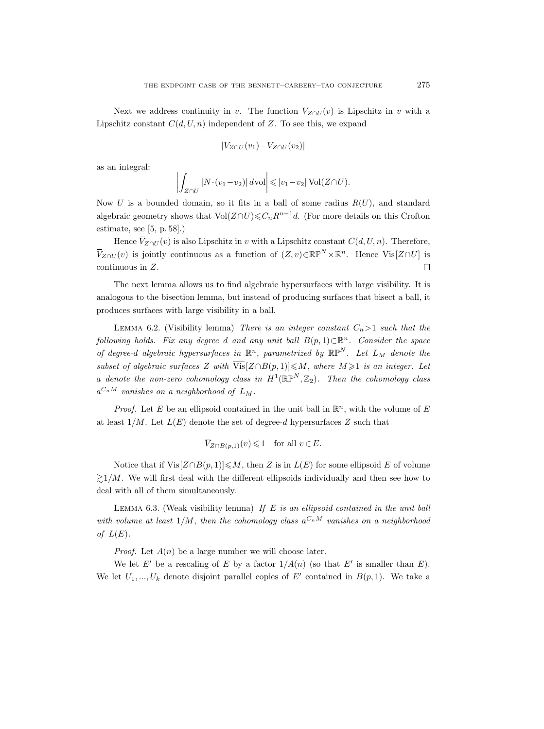Next we address continuity in $v$. The function $V_{Z\cap U}(v)$ is Lipschitz in $v$ with a Lipschitz constant $C(d,U,n)$ independent of $Z$. To see this, we expand

$$|V_{Z\cap U}(v_1) - V_{Z\cap U}(v_2)|$$

as an integral:

$$\left| \int_{Z\cap U} |N\cdot(v_1 - v_2)|\, d\mathrm{vol} \right| \leqslant |v_1 - v_2| \operatorname{Vol}(Z\cap U).$$

Now $U$ is a bounded domain, so it fits in a ball of some radius $R(U)$, and standard algebraic geometry shows that $\operatorname{Vol}(Z\cap U) \leqslant C_n R^{n-1} d$. (For more details on this Crofton estimate, see [5, p. 58].)

Hence $\overline{V}_{Z\cap U}(v)$ is also Lipschitz in $v$ with a Lipschitz constant $C(d,U,n)$. Therefore, $\overline{V}_{Z\cap U}(v)$ is jointly continuous as a function of $(Z,v) \in \mathbb{RP}^N \times \mathbb{R}^n$. Hence $\overline{\operatorname{Vis}}[Z\cap U]$ is continuous in $Z$. $\square$

The next lemma allows us to find algebraic hypersurfaces with large visibility. It is analogous to the bisection lemma, but instead of producing surfaces that bisect a ball, it produces surfaces with large visibility in a ball.

Lemma 6.2. (Visibility lemma) *There is an integer constant $C_n > 1$ such that the following holds. Fix any degree $d$ and any unit ball $B(p,1) \subset \mathbb{R}^n$. Consider the space of degree-$d$ algebraic hypersurfaces in $\mathbb{R}^n$, parametrized by $\mathbb{RP}^N$. Let $L_M$ denote the subset of algebraic surfaces $Z$ with $\overline{\operatorname{Vis}}[Z\cap B(p,1)] \leqslant M$, where $M \geqslant 1$ is an integer. Let $a$ denote the non-zero cohomology class in $H^1(\mathbb{RP}^N, \mathbb{Z}_2)$. Then the cohomology class $a^{C_n M}$ vanishes on a neighborhood of $L_M$.*

*Proof.* Let $E$ be an ellipsoid contained in the unit ball in $\mathbb{R}^n$, with the volume of $E$ at least $1/M$. Let $L(E)$ denote the set of degree-$d$ hypersurfaces $Z$ such that

$$\overline{V}_{Z\cap B(p,1)}(v) \leqslant 1 \quad \text{for all } v \in E.$$

Notice that if $\overline{\operatorname{Vis}}[Z\cap B(p,1)] \leqslant M$, then $Z$ is in $L(E)$ for some ellipsoid $E$ of volume $\gtrsim 1/M$. We will first deal with the different ellipsoids individually and then see how to deal with all of them simultaneously.

Lemma 6.3. (Weak visibility lemma) *If $E$ is an ellipsoid contained in the unit ball with volume at least $1/M$, then the cohomology class $a^{C_n M}$ vanishes on a neighborhood of $L(E)$.*

*Proof.* Let $A(n)$ be a large number we will choose later.

We let $E'$ be a rescaling of $E$ by a factor $1/A(n)$ (so that $E'$ is smaller than $E$). We let $U_1, ..., U_k$ denote disjoint parallel copies of $E'$ contained in $B(p,1)$. We take a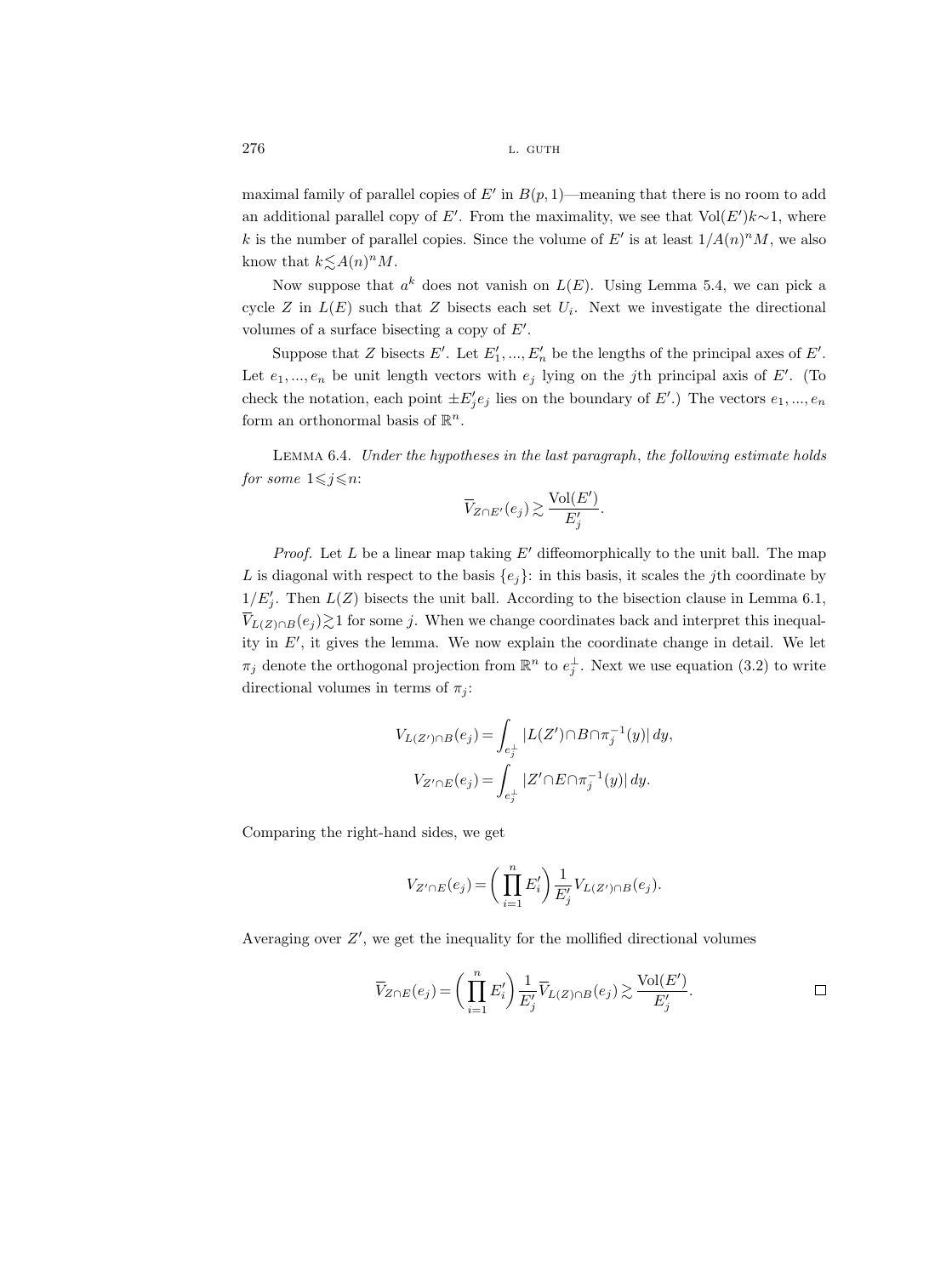maximal family of parallel copies of $E'$ in $B(p,1)$—meaning that there is no room to add an additional parallel copy of $E'$. From the maximality, we see that $\mathrm{Vol}(E')k \sim 1$, where $k$ is the number of parallel copies. Since the volume of $E'$ is at least $1/A(n)^n M$, we also know that $k \lesssim A(n)^n M$.

Now suppose that $a^k$ does not vanish on $L(E)$. Using Lemma 5.4, we can pick a cycle $Z$ in $L(E)$ such that $Z$ bisects each set $U_i$. Next we investigate the directional volumes of a surface bisecting a copy of $E'$.

Suppose that $Z$ bisects $E'$. Let $E'_1, ..., E'_n$ be the lengths of the principal axes of $E'$. Let $e_1, ..., e_n$ be unit length vectors with $e_j$ lying on the $j$th principal axis of $E'$. (To check the notation, each point $\pm E'_j e_j$ lies on the boundary of $E'$.) The vectors $e_1, ..., e_n$ form an orthonormal basis of $\mathbb{R}^n$.

Lemma 6.4. *Under the hypotheses in the last paragraph, the following estimate holds for some* $1 \leqslant j \leqslant n$:

$$\overline{V}_{Z\cap E'}(e_j) \gtrsim \frac{\mathrm{Vol}(E')}{E'_j}.$$

*Proof.* Let $L$ be a linear map taking $E'$ diffeomorphically to the unit ball. The map $L$ is diagonal with respect to the basis $\{e_j\}$: in this basis, it scales the $j$th coordinate by $1/E'_j$. Then $L(Z)$ bisects the unit ball. According to the bisection clause in Lemma 6.1, $\overline{V}_{L(Z)\cap B}(e_j) \gtrsim 1$ for some $j$. When we change coordinates back and interpret this inequality in $E'$, it gives the lemma. We now explain the coordinate change in detail. We let $\pi_j$ denote the orthogonal projection from $\mathbb{R}^n$ to $e_j^\perp$. Next we use equation (3.2) to write directional volumes in terms of $\pi_j$:

$$V_{L(Z')\cap B}(e_j) = \int_{e_j^\perp} |L(Z')\cap B \cap \pi_j^{-1}(y)|\, dy,$$

$$V_{Z'\cap E}(e_j) = \int_{e_j^\perp} |Z'\cap E \cap \pi_j^{-1}(y)|\, dy.$$

Comparing the right-hand sides, we get

$$V_{Z'\cap E}(e_j) = \left(\prod_{i=1}^n E'_i\right) \frac{1}{E'_j} V_{L(Z')\cap B}(e_j).$$

Averaging over $Z'$, we get the inequality for the mollified directional volumes

$$\overline{V}_{Z\cap E}(e_j) = \left(\prod_{i=1}^n E'_i\right) \frac{1}{E'_j} \overline{V}_{L(Z)\cap B}(e_j) \gtrsim \frac{\mathrm{Vol}(E')}{E'_j}. \qquad \square$$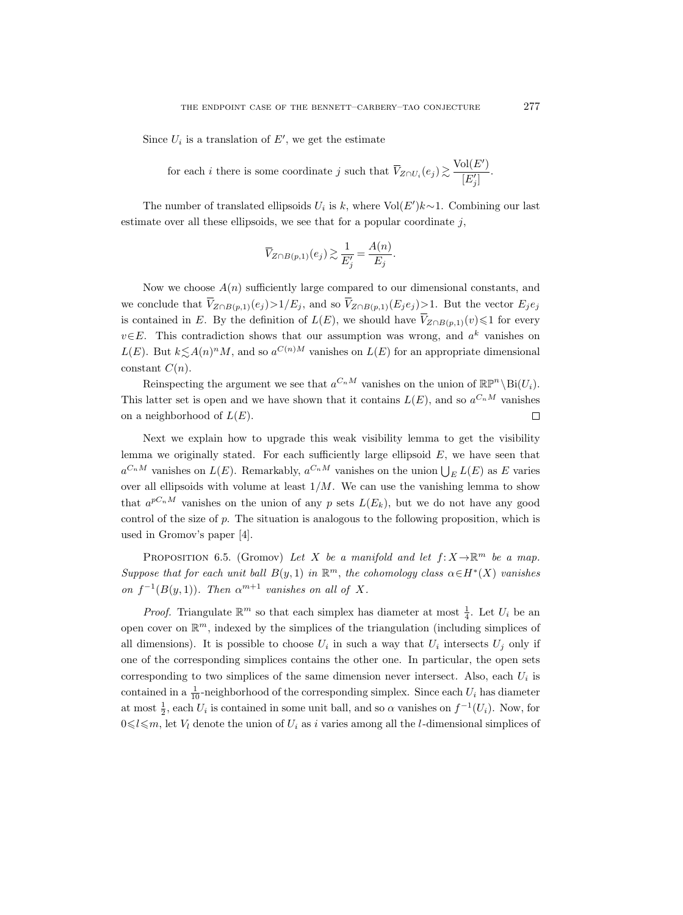Since $U_i$ is a translation of $E'$, we get the estimate

$$\text{for each } i \text{ there is some coordinate } j \text{ such that } \overline{V}_{Z\cap U_i}(e_j) \gtrsim \frac{\mathrm{Vol}(E')}{[E'_j]}.$$

The number of translated ellipsoids $U_i$ is $k$, where $\mathrm{Vol}(E')k\sim 1$. Combining our last estimate over all these ellipsoids, we see that for a popular coordinate $j$,

$$\overline{V}_{Z\cap B(p,1)}(e_j) \gtrsim \frac{1}{E'_j} = \frac{A(n)}{E_j}.$$

Now we choose $A(n)$ sufficiently large compared to our dimensional constants, and we conclude that $\overline{V}_{Z\cap B(p,1)}(e_j)>1/E_j$, and so $\overline{V}_{Z\cap B(p,1)}(E_je_j)>1$. But the vector $E_je_j$ is contained in $E$. By the definition of $L(E)$, we should have $\overline{V}_{Z\cap B(p,1)}(v)\leqslant 1$ for every $v\in E$. This contradiction shows that our assumption was wrong, and $a^k$ vanishes on $L(E)$. But $k\lesssim A(n)^nM$, and so $a^{C(n)M}$ vanishes on $L(E)$ for an appropriate dimensional constant $C(n)$.

Reinspecting the argument we see that $a^{C_nM}$ vanishes on the union of $\mathbb{RP}^n\setminus \mathrm{Bi}(U_i)$. This latter set is open and we have shown that it contains $L(E)$, and so $a^{C_nM}$ vanishes on a neighborhood of $L(E)$. $\square$

Next we explain how to upgrade this weak visibility lemma to get the visibility lemma we originally stated. For each sufficiently large ellipsoid $E$, we have seen that $a^{C_nM}$ vanishes on $L(E)$. Remarkably, $a^{C_nM}$ vanishes on the union $\bigcup_E L(E)$ as $E$ varies over all ellipsoids with volume at least $1/M$. We can use the vanishing lemma to show that $a^{pC_nM}$ vanishes on the union of any $p$ sets $L(E_k)$, but we do not have any good control of the size of $p$. The situation is analogous to the following proposition, which is used in Gromov's paper [4].

Proposition 6.5. (Gromov) *Let $X$ be a manifold and let $f\colon X\to\mathbb{R}^m$ be a map. Suppose that for each unit ball $B(y,1)$ in $\mathbb{R}^m$, the cohomology class $\alpha\in H^*(X)$ vanishes on $f^{-1}(B(y,1))$. Then $\alpha^{m+1}$ vanishes on all of $X$.*

*Proof.* Triangulate $\mathbb{R}^m$ so that each simplex has diameter at most $\frac{1}{4}$. Let $U_i$ be an open cover on $\mathbb{R}^m$, indexed by the simplices of the triangulation (including simplices of all dimensions). It is possible to choose $U_i$ in such a way that $U_i$ intersects $U_j$ only if one of the corresponding simplices contains the other one. In particular, the open sets corresponding to two simplices of the same dimension never intersect. Also, each $U_i$ is contained in a $\frac{1}{10}$-neighborhood of the corresponding simplex. Since each $U_i$ has diameter at most $\frac{1}{2}$, each $U_i$ is contained in some unit ball, and so $\alpha$ vanishes on $f^{-1}(U_i)$. Now, for $0\leqslant l\leqslant m$, let $V_l$ denote the union of $U_i$ as $i$ varies among all the $l$-dimensional simplices of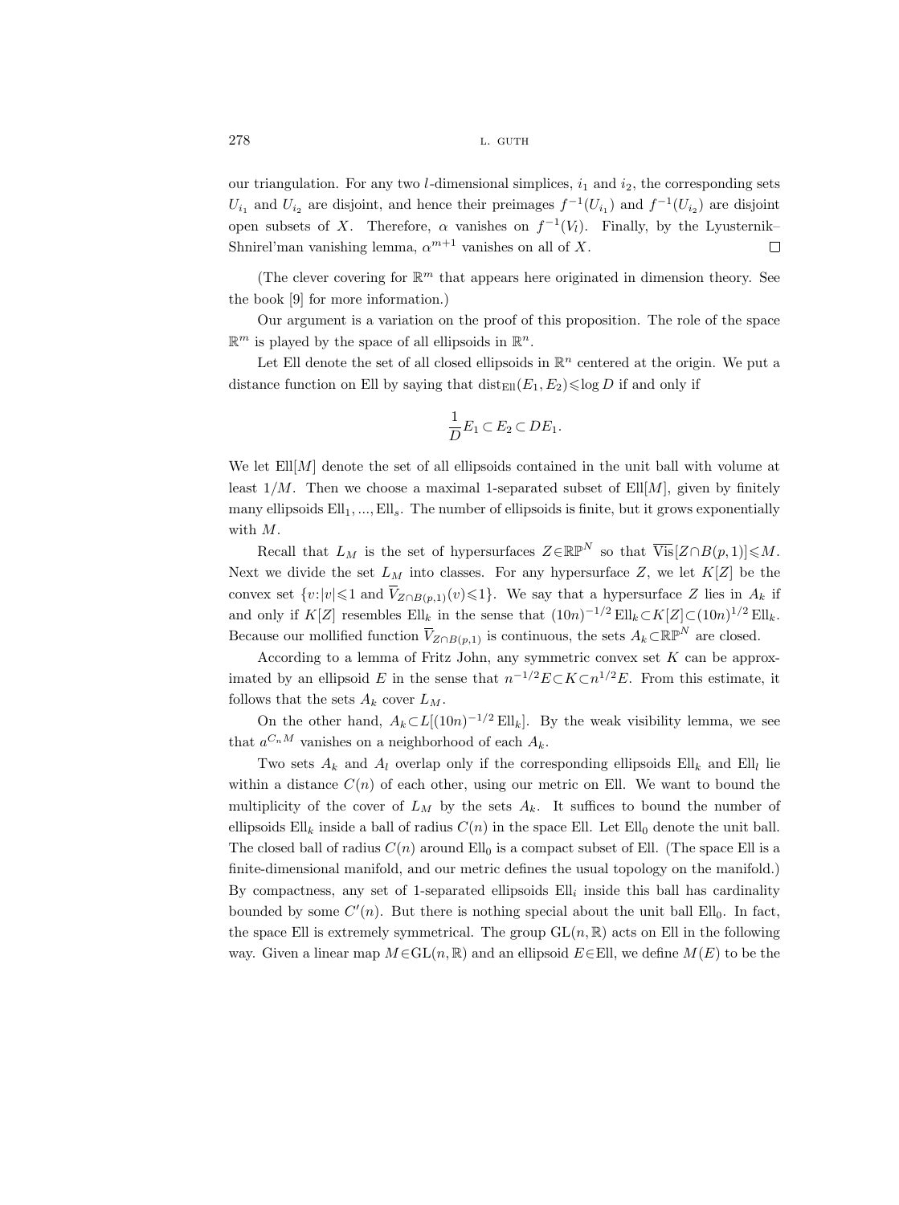our triangulation. For any two $l$-dimensional simplices, $i_1$ and $i_2$, the corresponding sets $U_{i_1}$ and $U_{i_2}$ are disjoint, and hence their preimages $f^{-1}(U_{i_1})$ and $f^{-1}(U_{i_2})$ are disjoint open subsets of $X$. Therefore, $\alpha$ vanishes on $f^{-1}(V_l)$. Finally, by the Lyusternik–Shnirel'man vanishing lemma, $\alpha^{m+1}$ vanishes on all of $X$. $\square$

(The clever covering for $\mathbb{R}^m$ that appears here originated in dimension theory. See the book [9] for more information.)

Our argument is a variation on the proof of this proposition. The role of the space $\mathbb{R}^m$ is played by the space of all ellipsoids in $\mathbb{R}^n$.

Let Ell denote the set of all closed ellipsoids in $\mathbb{R}^n$ centered at the origin. We put a distance function on Ell by saying that $\operatorname{dist}_{\mathrm{Ell}}(E_1, E_2) \leqslant \log D$ if and only if

$$\frac{1}{D} E_1 \subset E_2 \subset D E_1.$$

We let $\mathrm{Ell}[M]$ denote the set of all ellipsoids contained in the unit ball with volume at least $1/M$. Then we choose a maximal 1-separated subset of $\mathrm{Ell}[M]$, given by finitely many ellipsoids $\mathrm{Ell}_1, ..., \mathrm{Ell}_s$. The number of ellipsoids is finite, but it grows exponentially with $M$.

Recall that $L_M$ is the set of hypersurfaces $Z \in \mathbb{RP}^N$ so that $\overline{\mathrm{Vis}}[Z \cap B(p,1)] \leqslant M$. Next we divide the set $L_M$ into classes. For any hypersurface $Z$, we let $K[Z]$ be the convex set $\{v : |v| \leqslant 1 \text{ and } \overline{V}_{Z \cap B(p,1)}(v) \leqslant 1\}$. We say that a hypersurface $Z$ lies in $A_k$ if and only if $K[Z]$ resembles $\mathrm{Ell}_k$ in the sense that $(10n)^{-1/2} \mathrm{Ell}_k \subset K[Z] \subset (10n)^{1/2} \mathrm{Ell}_k$. Because our mollified function $\overline{V}_{Z \cap B(p,1)}$ is continuous, the sets $A_k \subset \mathbb{RP}^N$ are closed.

According to a lemma of Fritz John, any symmetric convex set $K$ can be approximated by an ellipsoid $E$ in the sense that $n^{-1/2} E \subset K \subset n^{1/2} E$. From this estimate, it follows that the sets $A_k$ cover $L_M$.

On the other hand, $A_k \subset L[(10n)^{-1/2} \mathrm{Ell}_k]$. By the weak visibility lemma, we see that $a^{C_n M}$ vanishes on a neighborhood of each $A_k$.

Two sets $A_k$ and $A_l$ overlap only if the corresponding ellipsoids $\mathrm{Ell}_k$ and $\mathrm{Ell}_l$ lie within a distance $C(n)$ of each other, using our metric on Ell. We want to bound the multiplicity of the cover of $L_M$ by the sets $A_k$. It suffices to bound the number of ellipsoids $\mathrm{Ell}_k$ inside a ball of radius $C(n)$ in the space Ell. Let $\mathrm{Ell}_0$ denote the unit ball. The closed ball of radius $C(n)$ around $\mathrm{Ell}_0$ is a compact subset of Ell. (The space Ell is a finite-dimensional manifold, and our metric defines the usual topology on the manifold.) By compactness, any set of 1-separated ellipsoids $\mathrm{Ell}_i$ inside this ball has cardinality bounded by some $C'(n)$. But there is nothing special about the unit ball $\mathrm{Ell}_0$. In fact, the space Ell is extremely symmetrical. The group $\mathrm{GL}(n, \mathbb{R})$ acts on Ell in the following way. Given a linear map $M \in \mathrm{GL}(n, \mathbb{R})$ and an ellipsoid $E \in \mathrm{Ell}$, we define $M(E)$ to be the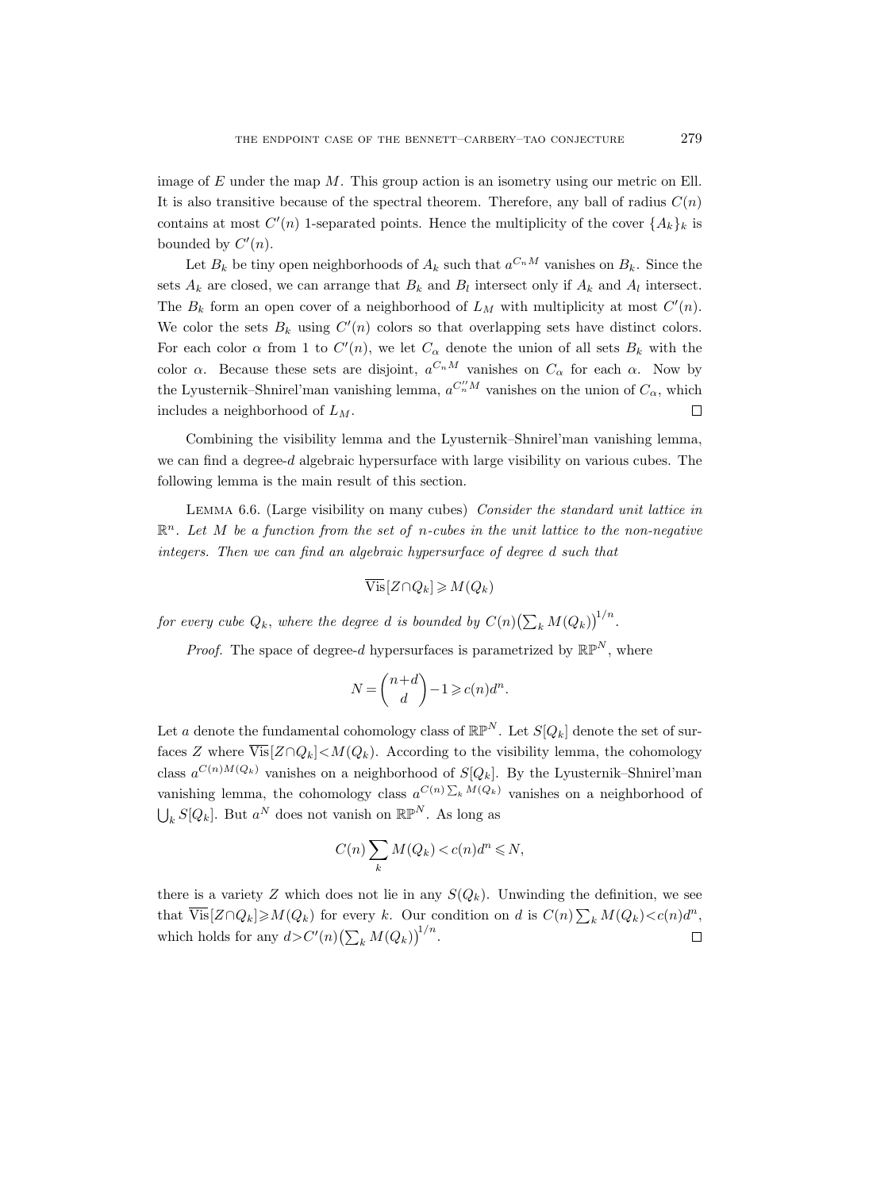image of $E$ under the map $M$. This group action is an isometry using our metric on Ell. It is also transitive because of the spectral theorem. Therefore, any ball of radius $C(n)$ contains at most $C'(n)$ 1-separated points. Hence the multiplicity of the cover $\{A_k\}_k$ is bounded by $C'(n)$.

Let $B_k$ be tiny open neighborhoods of $A_k$ such that $a^{C_n M}$ vanishes on $B_k$. Since the sets $A_k$ are closed, we can arrange that $B_k$ and $B_l$ intersect only if $A_k$ and $A_l$ intersect. The $B_k$ form an open cover of a neighborhood of $L_M$ with multiplicity at most $C'(n)$. We color the sets $B_k$ using $C'(n)$ colors so that overlapping sets have distinct colors. For each color $\alpha$ from 1 to $C'(n)$, we let $C_\alpha$ denote the union of all sets $B_k$ with the color $\alpha$. Because these sets are disjoint, $a^{C_n M}$ vanishes on $C_\alpha$ for each $\alpha$. Now by the Lyusternik–Shnirel'man vanishing lemma, $a^{C''_n M}$ vanishes on the union of $C_\alpha$, which includes a neighborhood of $L_M$. $\square$

Combining the visibility lemma and the Lyusternik–Shnirel'man vanishing lemma, we can find a degree-$d$ algebraic hypersurface with large visibility on various cubes. The following lemma is the main result of this section.

Lemma 6.6. (Large visibility on many cubes) *Consider the standard unit lattice in $\mathbb{R}^n$. Let $M$ be a function from the set of $n$-cubes in the unit lattice to the non-negative integers. Then we can find an algebraic hypersurface of degree $d$ such that*

$$\overline{\mathrm{Vis}}[Z \cap Q_k] \geqslant M(Q_k)$$

*for every cube $Q_k$, where the degree $d$ is bounded by $C(n)\big(\sum_k M(Q_k)\big)^{1/n}$.*

*Proof.* The space of degree-$d$ hypersurfaces is parametrized by $\mathbb{RP}^N$, where

$$N = \binom{n+d}{d} - 1 \geqslant c(n) d^n.$$

Let $a$ denote the fundamental cohomology class of $\mathbb{RP}^N$. Let $S[Q_k]$ denote the set of surfaces $Z$ where $\overline{\mathrm{Vis}}[Z \cap Q_k] < M(Q_k)$. According to the visibility lemma, the cohomology class $a^{C(n)M(Q_k)}$ vanishes on a neighborhood of $S[Q_k]$. By the Lyusternik–Shnirel'man vanishing lemma, the cohomology class $a^{C(n)\sum_k M(Q_k)}$ vanishes on a neighborhood of $\bigcup_k S[Q_k]$. But $a^N$ does not vanish on $\mathbb{RP}^N$. As long as

$$C(n) \sum_k M(Q_k) < c(n) d^n \leqslant N,$$

there is a variety $Z$ which does not lie in any $S(Q_k)$. Unwinding the definition, we see that $\overline{\mathrm{Vis}}[Z \cap Q_k] \geqslant M(Q_k)$ for every $k$. Our condition on $d$ is $C(n)\sum_k M(Q_k) < c(n) d^n$, which holds for any $d > C'(n)\big(\sum_k M(Q_k)\big)^{1/n}$. $\square$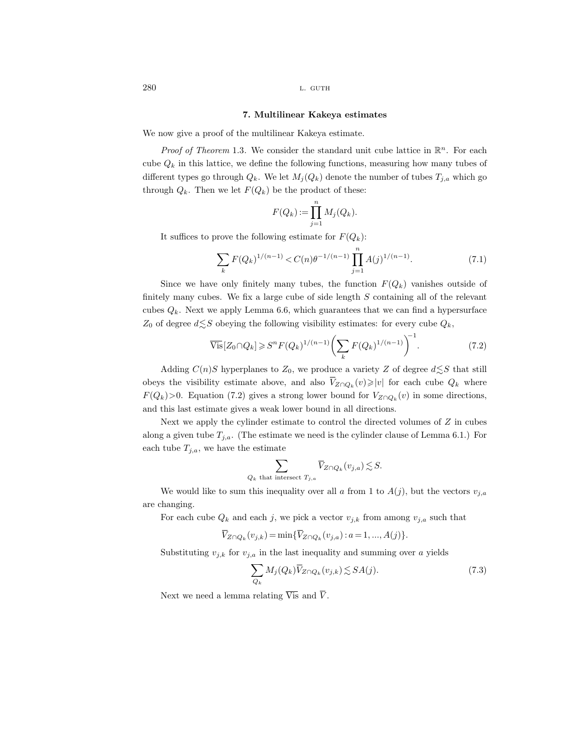## 7. Multilinear Kakeya estimates

We now give a proof of the multilinear Kakeya estimate.

*Proof of Theorem* 1.3. We consider the standard unit cube lattice in $\mathbb{R}^n$. For each cube $Q_k$ in this lattice, we define the following functions, measuring how many tubes of different types go through $Q_k$. We let $M_j(Q_k)$ denote the number of tubes $T_{j,a}$ which go through $Q_k$. Then we let $F(Q_k)$ be the product of these:

$$F(Q_k) := \prod_{j=1}^{n} M_j(Q_k).$$

It suffices to prove the following estimate for $F(Q_k)$:

$$\sum_k F(Q_k)^{1/(n-1)} < C(n)\theta^{-1/(n-1)} \prod_{j=1}^{n} A(j)^{1/(n-1)}. \tag{7.1}$$

Since we have only finitely many tubes, the function $F(Q_k)$ vanishes outside of finitely many cubes. We fix a large cube of side length $S$ containing all of the relevant cubes $Q_k$. Next we apply Lemma 6.6, which guarantees that we can find a hypersurface $Z_0$ of degree $d \lesssim S$ obeying the following visibility estimates: for every cube $Q_k$,

$$\overline{\mathrm{Vis}}[Z_0 \cap Q_k] \geqslant S^n F(Q_k)^{1/(n-1)} \biggl( \sum_k F(Q_k)^{1/(n-1)} \biggr)^{-1}. \tag{7.2}$$

Adding $C(n)S$ hyperplanes to $Z_0$, we produce a variety $Z$ of degree $d \lesssim S$ that still obeys the visibility estimate above, and also $\overline{V}_{Z\cap Q_k}(v) \geqslant |v|$ for each cube $Q_k$ where $F(Q_k) > 0$. Equation (7.2) gives a strong lower bound for $V_{Z\cap Q_k}(v)$ in some directions, and this last estimate gives a weak lower bound in all directions.

Next we apply the cylinder estimate to control the directed volumes of $Z$ in cubes along a given tube $T_{j,a}$. (The estimate we need is the cylinder clause of Lemma 6.1.) For each tube $T_{j,a}$, we have the estimate

$$\sum_{Q_k \text{ that intersect } T_{j,a}} \overline{V}_{Z\cap Q_k}(v_{j,a}) \lesssim S.$$

We would like to sum this inequality over all $a$ from 1 to $A(j)$, but the vectors $v_{j,a}$ are changing.

For each cube $Q_k$ and each $j$, we pick a vector $v_{j,k}$ from among $v_{j,a}$ such that

$$\overline{V}_{Z\cap Q_k}(v_{j,k}) = \min\{\overline{V}_{Z\cap Q_k}(v_{j,a}) : a = 1, ..., A(j)\}.$$

Substituting $v_{j,k}$ for $v_{j,a}$ in the last inequality and summing over $a$ yields

$$\sum_{Q_k} M_j(Q_k) \overline{V}_{Z\cap Q_k}(v_{j,k}) \lesssim SA(j). \tag{7.3}$$

Next we need a lemma relating $\overline{\mathrm{Vis}}$ and $\overline{V}$.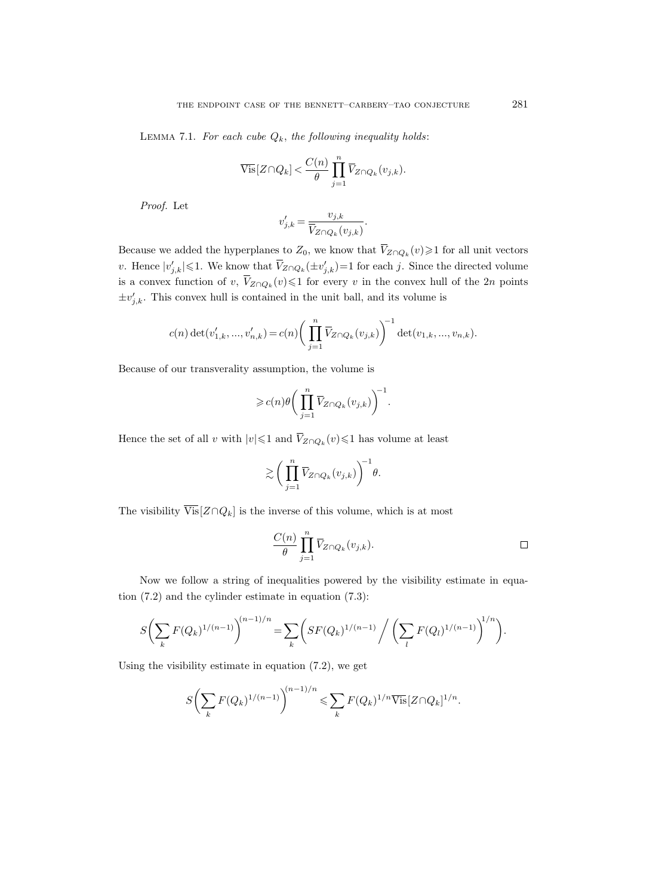**Lemma 7.1.** *For each cube $Q_k$, the following inequality holds*:

$$\overline{\mathrm{Vis}}[Z\cap Q_k] < \frac{C(n)}{\theta} \prod_{j=1}^{n} \overline{V}_{Z\cap Q_k}(v_{j,k}).$$

*Proof.* Let

$$v'_{j,k} = \frac{v_{j,k}}{\overline{V}_{Z\cap Q_k}(v_{j,k})}.$$

Because we added the hyperplanes to $Z_0$, we know that $\overline{V}_{Z\cap Q_k}(v)\geqslant 1$ for all unit vectors $v$. Hence $|v'_{j,k}|\leqslant 1$. We know that $\overline{V}_{Z\cap Q_k}(\pm v'_{j,k})=1$ for each $j$. Since the directed volume is a convex function of $v$, $\overline{V}_{Z\cap Q_k}(v)\leqslant 1$ for every $v$ in the convex hull of the $2n$ points $\pm v'_{j,k}$. This convex hull is contained in the unit ball, and its volume is

$$c(n)\det(v'_{1,k},...,v'_{n,k}) = c(n)\biggl(\prod_{j=1}^{n} \overline{V}_{Z\cap Q_k}(v_{j,k})\biggr)^{-1} \det(v_{1,k},...,v_{n,k}).$$

Because of our transversality assumption, the volume is

$$\geqslant c(n)\theta\biggl(\prod_{j=1}^{n} \overline{V}_{Z\cap Q_k}(v_{j,k})\biggr)^{-1}.$$

Hence the set of all $v$ with $|v|\leqslant 1$ and $\overline{V}_{Z\cap Q_k}(v)\leqslant 1$ has volume at least

$$\gtrsim \biggl(\prod_{j=1}^{n} \overline{V}_{Z\cap Q_k}(v_{j,k})\biggr)^{-1}\theta.$$

The visibility $\overline{\mathrm{Vis}}[Z\cap Q_k]$ is the inverse of this volume, which is at most

$$\frac{C(n)}{\theta} \prod_{j=1}^{n} \overline{V}_{Z\cap Q_k}(v_{j,k}). \qquad \square$$

Now we follow a string of inequalities powered by the visibility estimate in equation (7.2) and the cylinder estimate in equation (7.3):

$$S\biggl(\sum_k F(Q_k)^{1/(n-1)}\biggr)^{(n-1)/n} = \sum_k \biggl(SF(Q_k)^{1/(n-1)} \bigg/ \biggl(\sum_l F(Q_l)^{1/(n-1)}\biggr)^{1/n}\biggr).$$

Using the visibility estimate in equation (7.2), we get

$$S\biggl(\sum_k F(Q_k)^{1/(n-1)}\biggr)^{(n-1)/n} \leqslant \sum_k F(Q_k)^{1/n}\overline{\mathrm{Vis}}[Z\cap Q_k]^{1/n}.$$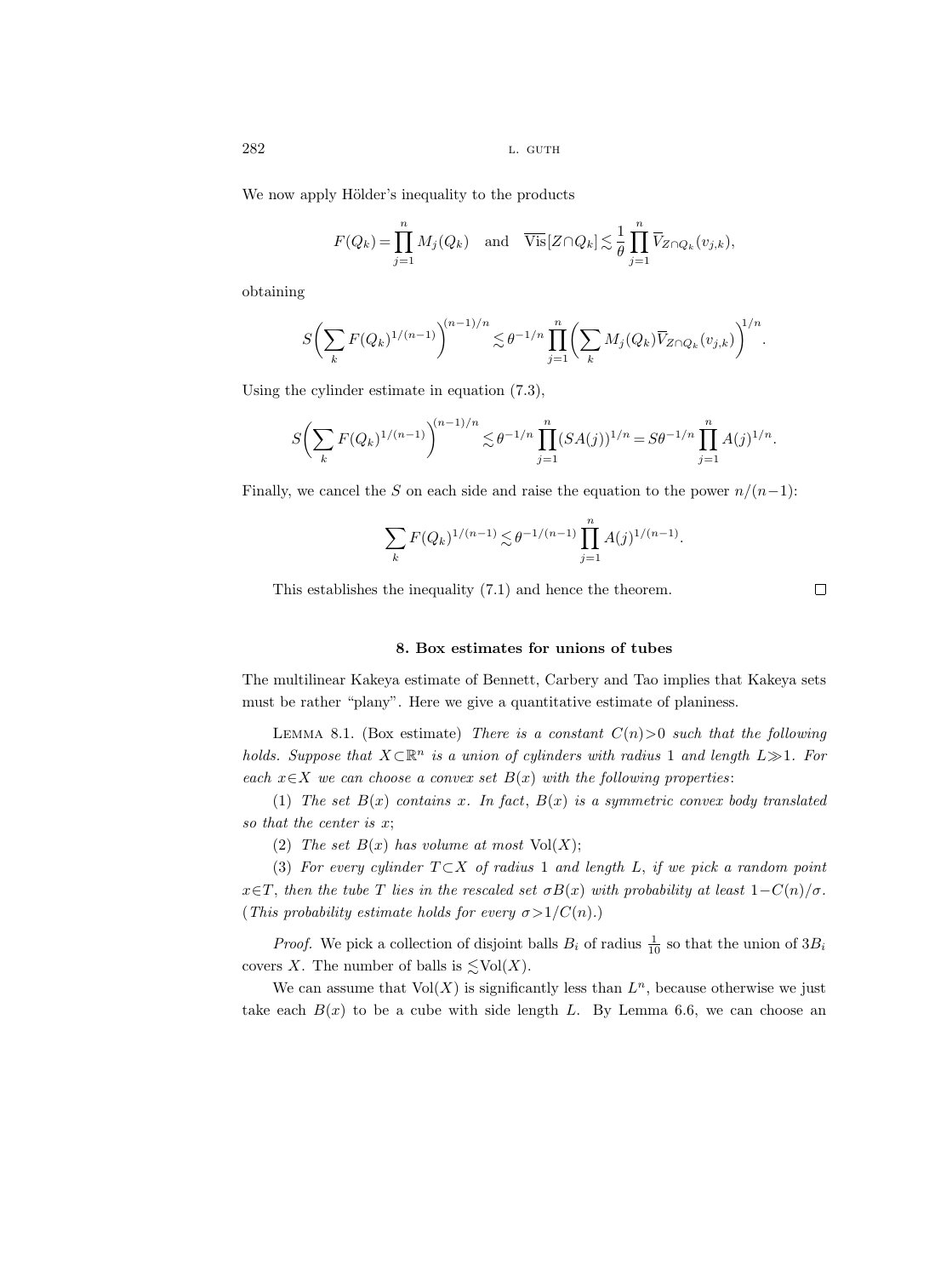We now apply Hölder's inequality to the products

$$F(Q_k) = \prod_{j=1}^{n} M_j(Q_k) \quad \text{and} \quad \overline{\text{Vis}}[Z \cap Q_k] \lesssim \frac{1}{\theta} \prod_{j=1}^{n} \overline{V}_{Z\cap Q_k}(v_{j,k}),$$

obtaining

$$S\biggl(\sum_k F(Q_k)^{1/(n-1)}\biggr)^{(n-1)/n} \lesssim \theta^{-1/n} \prod_{j=1}^{n} \biggl(\sum_k M_j(Q_k) \overline{V}_{Z\cap Q_k}(v_{j,k})\biggr)^{1/n}.$$

Using the cylinder estimate in equation (7.3),

$$S\biggl(\sum_k F(Q_k)^{1/(n-1)}\biggr)^{(n-1)/n} \lesssim \theta^{-1/n} \prod_{j=1}^{n} (SA(j))^{1/n} = S\theta^{-1/n} \prod_{j=1}^{n} A(j)^{1/n}.$$

Finally, we cancel the $S$ on each side and raise the equation to the power $n/(n-1)$:

$$\sum_k F(Q_k)^{1/(n-1)} \lesssim \theta^{-1/(n-1)} \prod_{j=1}^{n} A(j)^{1/(n-1)}.$$

This establishes the inequality (7.1) and hence the theorem. □

## 8. Box estimates for unions of tubes

The multilinear Kakeya estimate of Bennett, Carbery and Tao implies that Kakeya sets must be rather "plany". Here we give a quantitative estimate of planiness.

Lemma 8.1. (Box estimate) *There is a constant $C(n)>0$ such that the following holds. Suppose that $X \subset \mathbb{R}^n$ is a union of cylinders with radius 1 and length $L \gg 1$. For each $x \in X$ we can choose a convex set $B(x)$ with the following properties*:

(1) *The set $B(x)$ contains $x$. In fact, $B(x)$ is a symmetric convex body translated so that the center is $x$*;

(2) *The set $B(x)$ has volume at most $\text{Vol}(X)$*;

(3) *For every cylinder $T \subset X$ of radius 1 and length $L$, if we pick a random point $x \in T$, then the tube $T$ lies in the rescaled set $\sigma B(x)$ with probability at least $1 - C(n)/\sigma$. (This probability estimate holds for every $\sigma > 1/C(n)$.)*

*Proof.* We pick a collection of disjoint balls $B_i$ of radius $\frac{1}{10}$ so that the union of $3B_i$ covers $X$. The number of balls is $\lesssim \text{Vol}(X)$.

We can assume that $\text{Vol}(X)$ is significantly less than $L^n$, because otherwise we just take each $B(x)$ to be a cube with side length $L$. By Lemma 6.6, we can choose an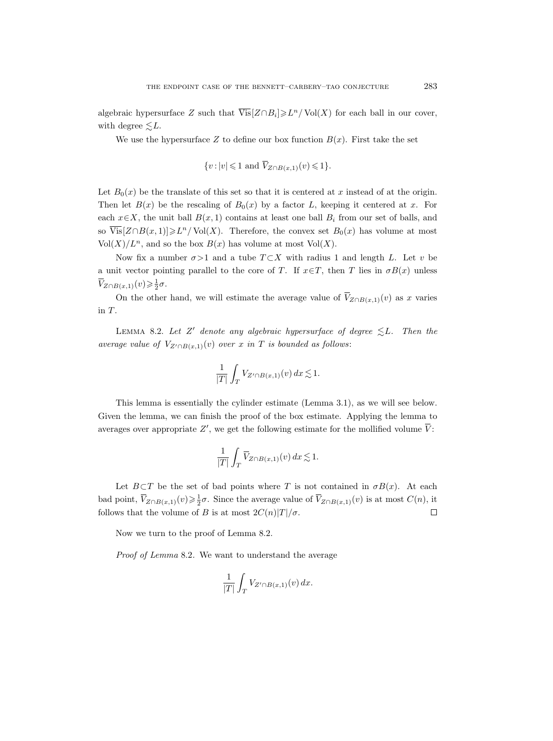algebraic hypersurface $Z$ such that $\overline{\text{Vis}}[Z\cap B_i]\geqslant L^n/\operatorname{Vol}(X)$ for each ball in our cover, with degree $\lesssim L$.

We use the hypersurface $Z$ to define our box function $B(x)$. First take the set

$$\{v:|v|\leqslant 1 \text{ and } \overline{V}_{Z\cap B(x,1)}(v)\leqslant 1\}.$$

Let $B_0(x)$ be the translate of this set so that it is centered at $x$ instead of at the origin. Then let $B(x)$ be the rescaling of $B_0(x)$ by a factor $L$, keeping it centered at $x$. For each $x\in X$, the unit ball $B(x,1)$ contains at least one ball $B_i$ from our set of balls, and so $\overline{\text{Vis}}[Z\cap B(x,1)]\geqslant L^n/\operatorname{Vol}(X)$. Therefore, the convex set $B_0(x)$ has volume at most $\operatorname{Vol}(X)/L^n$, and so the box $B(x)$ has volume at most $\operatorname{Vol}(X)$.

Now fix a number $\sigma>1$ and a tube $T\subset X$ with radius 1 and length $L$. Let $v$ be a unit vector pointing parallel to the core of $T$. If $x\in T$, then $T$ lies in $\sigma B(x)$ unless $\overline{V}_{Z\cap B(x,1)}(v)\geqslant \frac{1}{2}\sigma$.

On the other hand, we will estimate the average value of $\overline{V}_{Z\cap B(x,1)}(v)$ as $x$ varies in $T$.

Lemma 8.2. *Let $Z'$ denote any algebraic hypersurface of degree $\lesssim L$. Then the average value of $V_{Z'\cap B(x,1)}(v)$ over $x$ in $T$ is bounded as follows*:

$$\frac{1}{|T|}\int_T V_{Z'\cap B(x,1)}(v)\,dx\lesssim 1.$$

This lemma is essentially the cylinder estimate (Lemma 3.1), as we will see below. Given the lemma, we can finish the proof of the box estimate. Applying the lemma to averages over appropriate $Z'$, we get the following estimate for the mollified volume $\overline{V}$:

$$\frac{1}{|T|}\int_T \overline{V}_{Z\cap B(x,1)}(v)\,dx\lesssim 1.$$

Let $B\subset T$ be the set of bad points where $T$ is not contained in $\sigma B(x)$. At each bad point, $\overline{V}_{Z\cap B(x,1)}(v)\geqslant\frac{1}{2}\sigma$. Since the average value of $\overline{V}_{Z\cap B(x,1)}(v)$ is at most $C(n)$, it follows that the volume of $B$ is at most $2C(n)|T|/\sigma$. $\square$

Now we turn to the proof of Lemma 8.2.

*Proof of Lemma* 8.2. We want to understand the average

$$\frac{1}{|T|}\int_T V_{Z'\cap B(x,1)}(v)\,dx.$$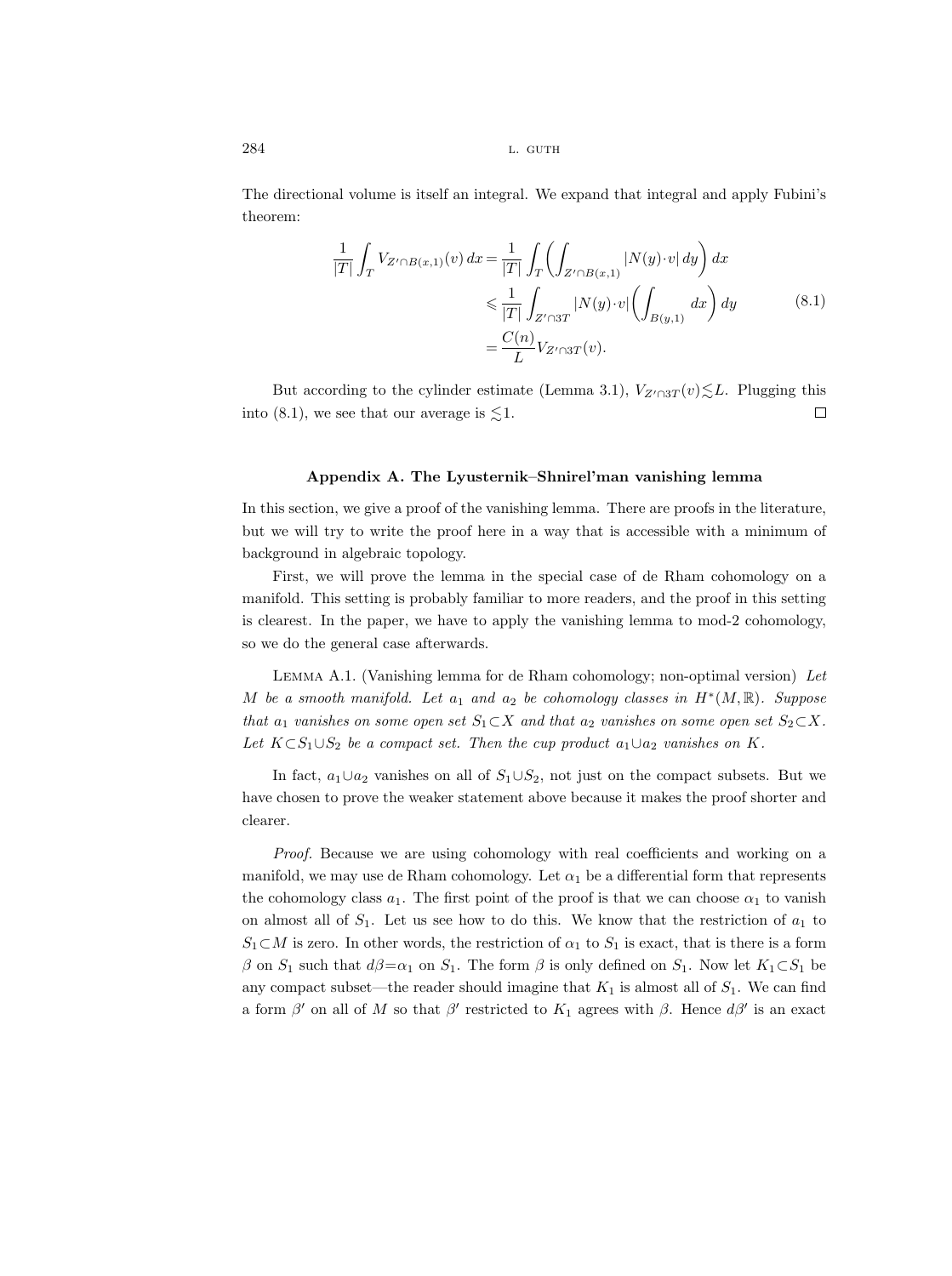The directional volume is itself an integral. We expand that integral and apply Fubini's theorem:

$$
\begin{aligned}
\frac{1}{|T|}\int_T V_{Z'\cap B(x,1)}(v)\,dx &= \frac{1}{|T|}\int_T\left(\int_{Z'\cap B(x,1)}|N(y)\cdot v|\,dy\right)dx\\
&\leqslant \frac{1}{|T|}\int_{Z'\cap 3T}|N(y)\cdot v|\left(\int_{B(y,1)}dx\right)dy \qquad (8.1)\\
&= \frac{C(n)}{L}V_{Z'\cap 3T}(v).
\end{aligned}
$$

But according to the cylinder estimate (Lemma 3.1), $V_{Z'\cap 3T}(v)\lesssim L$. Plugging this into (8.1), we see that our average is $\lesssim 1$. $\square$

## Appendix A. The Lyusternik–Shnirel'man vanishing lemma

In this section, we give a proof of the vanishing lemma. There are proofs in the literature, but we will try to write the proof here in a way that is accessible with a minimum of background in algebraic topology.

First, we will prove the lemma in the special case of de Rham cohomology on a manifold. This setting is probably familiar to more readers, and the proof in this setting is clearest. In the paper, we have to apply the vanishing lemma to mod-2 cohomology, so we do the general case afterwards.

Lemma A.1. (Vanishing lemma for de Rham cohomology; non-optimal version) *Let $M$ be a smooth manifold. Let $a_1$ and $a_2$ be cohomology classes in $H^*(M,\mathbb{R})$. Suppose that $a_1$ vanishes on some open set $S_1\subset X$ and that $a_2$ vanishes on some open set $S_2\subset X$. Let $K\subset S_1\cup S_2$ be a compact set. Then the cup product $a_1\cup a_2$ vanishes on $K$.*

In fact, $a_1\cup a_2$ vanishes on all of $S_1\cup S_2$, not just on the compact subsets. But we have chosen to prove the weaker statement above because it makes the proof shorter and clearer.

*Proof.* Because we are using cohomology with real coefficients and working on a manifold, we may use de Rham cohomology. Let $\alpha_1$ be a differential form that represents the cohomology class $a_1$. The first point of the proof is that we can choose $\alpha_1$ to vanish on almost all of $S_1$. Let us see how to do this. We know that the restriction of $a_1$ to $S_1\subset M$ is zero. In other words, the restriction of $\alpha_1$ to $S_1$ is exact, that is there is a form $\beta$ on $S_1$ such that $d\beta=\alpha_1$ on $S_1$. The form $\beta$ is only defined on $S_1$. Now let $K_1\subset S_1$ be any compact subset—the reader should imagine that $K_1$ is almost all of $S_1$. We can find a form $\beta'$ on all of $M$ so that $\beta'$ restricted to $K_1$ agrees with $\beta$. Hence $d\beta'$ is an exact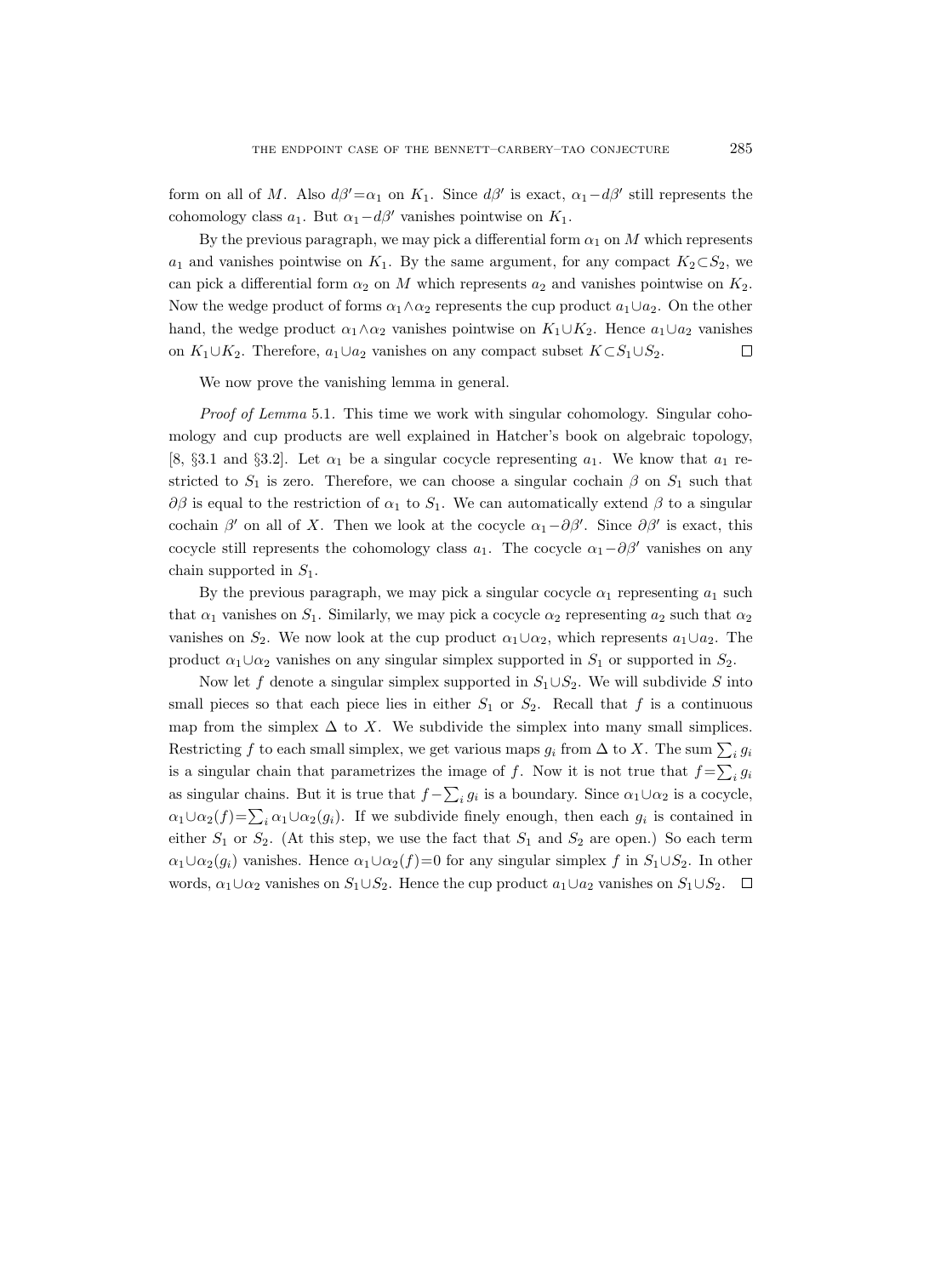form on all of $M$. Also $d\beta' = \alpha_1$ on $K_1$. Since $d\beta'$ is exact, $\alpha_1 - d\beta'$ still represents the cohomology class $a_1$. But $\alpha_1 - d\beta'$ vanishes pointwise on $K_1$.

By the previous paragraph, we may pick a differential form $\alpha_1$ on $M$ which represents $a_1$ and vanishes pointwise on $K_1$. By the same argument, for any compact $K_2 \subset S_2$, we can pick a differential form $\alpha_2$ on $M$ which represents $a_2$ and vanishes pointwise on $K_2$. Now the wedge product of forms $\alpha_1 \wedge \alpha_2$ represents the cup product $a_1 \cup a_2$. On the other hand, the wedge product $\alpha_1 \wedge \alpha_2$ vanishes pointwise on $K_1 \cup K_2$. Hence $a_1 \cup a_2$ vanishes on $K_1 \cup K_2$. Therefore, $a_1 \cup a_2$ vanishes on any compact subset $K \subset S_1 \cup S_2$. $\square$

We now prove the vanishing lemma in general.

*Proof of Lemma* 5.1. This time we work with singular cohomology. Singular cohomology and cup products are well explained in Hatcher's book on algebraic topology, [8, §3.1 and §3.2]. Let $\alpha_1$ be a singular cocycle representing $a_1$. We know that $a_1$ restricted to $S_1$ is zero. Therefore, we can choose a singular cochain $\beta$ on $S_1$ such that $\partial\beta$ is equal to the restriction of $\alpha_1$ to $S_1$. We can automatically extend $\beta$ to a singular cochain $\beta'$ on all of $X$. Then we look at the cocycle $\alpha_1 - \partial\beta'$. Since $\partial\beta'$ is exact, this cocycle still represents the cohomology class $a_1$. The cocycle $\alpha_1 - \partial\beta'$ vanishes on any chain supported in $S_1$.

By the previous paragraph, we may pick a singular cocycle $\alpha_1$ representing $a_1$ such that $\alpha_1$ vanishes on $S_1$. Similarly, we may pick a cocycle $\alpha_2$ representing $a_2$ such that $\alpha_2$ vanishes on $S_2$. We now look at the cup product $\alpha_1 \cup \alpha_2$, which represents $a_1 \cup a_2$. The product $\alpha_1 \cup \alpha_2$ vanishes on any singular simplex supported in $S_1$ or supported in $S_2$.

Now let $f$ denote a singular simplex supported in $S_1 \cup S_2$. We will subdivide $S$ into small pieces so that each piece lies in either $S_1$ or $S_2$. Recall that $f$ is a continuous map from the simplex $\Delta$ to $X$. We subdivide the simplex into many small simplices. Restricting $f$ to each small simplex, we get various maps $g_i$ from $\Delta$ to $X$. The sum $\sum_i g_i$ is a singular chain that parametrizes the image of $f$. Now it is not true that $f = \sum_i g_i$ as singular chains. But it is true that $f - \sum_i g_i$ is a boundary. Since $\alpha_1 \cup \alpha_2$ is a cocycle, $\alpha_1 \cup \alpha_2(f) = \sum_i \alpha_1 \cup \alpha_2(g_i)$. If we subdivide finely enough, then each $g_i$ is contained in either $S_1$ or $S_2$. (At this step, we use the fact that $S_1$ and $S_2$ are open.) So each term $\alpha_1 \cup \alpha_2(g_i)$ vanishes. Hence $\alpha_1 \cup \alpha_2(f) = 0$ for any singular simplex $f$ in $S_1 \cup S_2$. In other words, $\alpha_1 \cup \alpha_2$ vanishes on $S_1 \cup S_2$. Hence the cup product $a_1 \cup a_2$ vanishes on $S_1 \cup S_2$. $\square$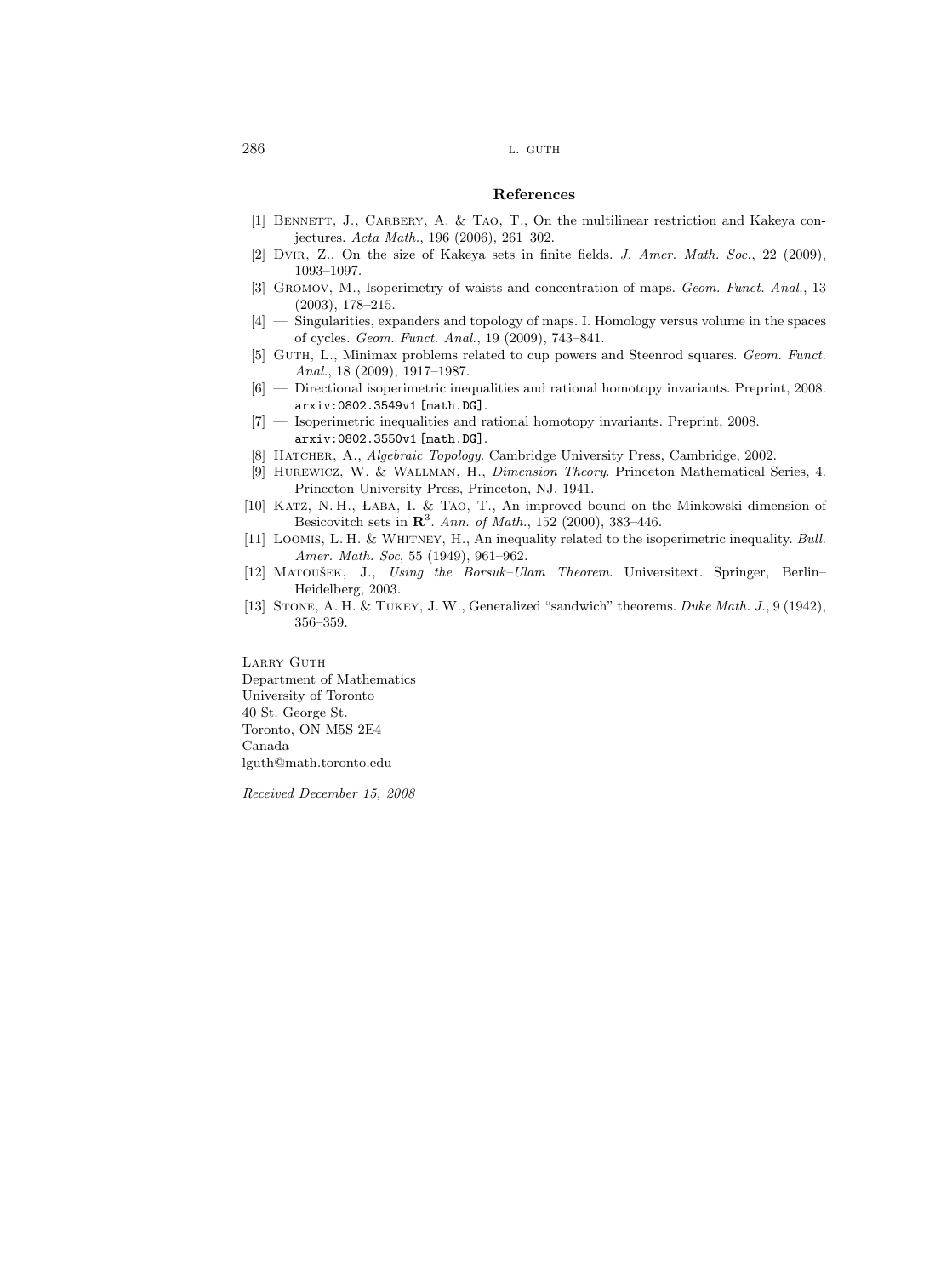## References

[1] Bennett, J., Carbery, A. & Tao, T., On the multilinear restriction and Kakeya conjectures. *Acta Math.*, 196 (2006), 261–302.

[2] Dvir, Z., On the size of Kakeya sets in finite fields. *J. Amer. Math. Soc.*, 22 (2009), 1093–1097.

[3] Gromov, M., Isoperimetry of waists and concentration of maps. *Geom. Funct. Anal.*, 13 (2003), 178–215.

[4] — Singularities, expanders and topology of maps. I. Homology versus volume in the spaces of cycles. *Geom. Funct. Anal.*, 19 (2009), 743–841.

[5] Guth, L., Minimax problems related to cup powers and Steenrod squares. *Geom. Funct. Anal.*, 18 (2009), 1917–1987.

[6] — Directional isoperimetric inequalities and rational homotopy invariants. Preprint, 2008. `arxiv:0802.3549v1 [math.DG]`.

[7] — Isoperimetric inequalities and rational homotopy invariants. Preprint, 2008. `arxiv:0802.3550v1 [math.DG]`.

[8] Hatcher, A., *Algebraic Topology*. Cambridge University Press, Cambridge, 2002.

[9] Hurewicz, W. & Wallman, H., *Dimension Theory*. Princeton Mathematical Series, 4. Princeton University Press, Princeton, NJ, 1941.

[10] Katz, N. H., Łaba, I. & Tao, T., An improved bound on the Minkowski dimension of Besicovitch sets in $\mathbf{R}^3$. *Ann. of Math.*, 152 (2000), 383–446.

[11] Loomis, L. H. & Whitney, H., An inequality related to the isoperimetric inequality. *Bull. Amer. Math. Soc*, 55 (1949), 961–962.

[12] Matoušek, J., *Using the Borsuk–Ulam Theorem*. Universitext. Springer, Berlin–Heidelberg, 2003.

[13] Stone, A. H. & Tukey, J. W., Generalized "sandwich" theorems. *Duke Math. J.*, 9 (1942), 356–359.

Larry Guth
Department of Mathematics
University of Toronto
40 St. George St.
Toronto, ON M5S 2E4
Canada
lguth@math.toronto.edu

*Received December 15, 2008*